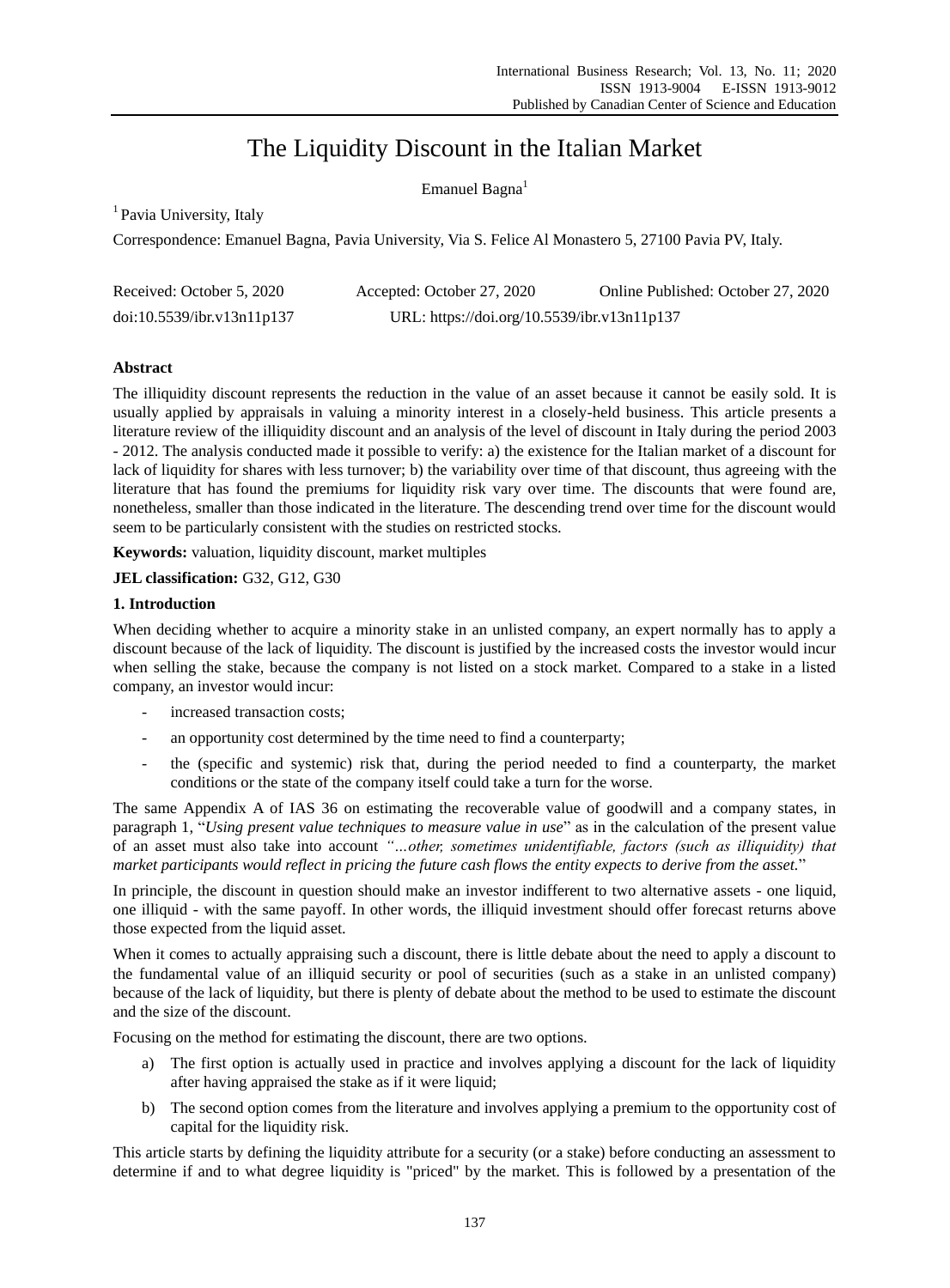# The Liquidity Discount in the Italian Market

Emanuel Bagna[1]

[1] Pavia University, Italy

Correspondence: Emanuel Bagna, Pavia University, Via S. Felice Al Monastero 5, 27100 Pavia PV, Italy.

Received: October 5, 2020 Accepted: October 27, 2020 Online Published: October 27, 2020

doi:10.5539/ibr.v13n11p137 URL: https://doi.org/10.5539/ibr.v13n11p137

## Abstract

The illiquidity discount represents the reduction in the value of an asset because it cannot be easily sold. It is usually applied by appraisals in valuing a minority interest in a closely-held business. This article presents a literature review of the illiquidity discount and an analysis of the level of discount in Italy during the period 2003 - 2012. The analysis conducted made it possible to verify: a) the existence for the Italian market of a discount for lack of liquidity for shares with less turnover; b) the variability over time of that discount, thus agreeing with the literature that has found the premiums for liquidity risk vary over time. The discounts that were found are, nonetheless, smaller than those indicated in the literature. The descending trend over time for the discount would seem to be particularly consistent with the studies on restricted stocks.

**Keywords:** valuation, liquidity discount, market multiples

**JEL classification:** G32, G12, G30

## 1. Introduction

When deciding whether to acquire a minority stake in an unlisted company, an expert normally has to apply a discount because of the lack of liquidity. The discount is justified by the increased costs the investor would incur when selling the stake, because the company is not listed on a stock market. Compared to a stake in a listed company, an investor would incur:

- increased transaction costs;
- an opportunity cost determined by the time need to find a counterparty;
- the (specific and systemic) risk that, during the period needed to find a counterparty, the market conditions or the state of the company itself could take a turn for the worse.

The same Appendix A of IAS 36 on estimating the recoverable value of goodwill and a company states, in paragraph 1, "*Using present value techniques to measure value in use*" as in the calculation of the present value of an asset must also take into account *"…other, sometimes unidentifiable, factors (such as illiquidity) that market participants would reflect in pricing the future cash flows the entity expects to derive from the asset.*"

In principle, the discount in question should make an investor indifferent to two alternative assets - one liquid, one illiquid - with the same payoff. In other words, the illiquid investment should offer forecast returns above those expected from the liquid asset.

When it comes to actually appraising such a discount, there is little debate about the need to apply a discount to the fundamental value of an illiquid security or pool of securities (such as a stake in an unlisted company) because of the lack of liquidity, but there is plenty of debate about the method to be used to estimate the discount and the size of the discount.

Focusing on the method for estimating the discount, there are two options.

a) The first option is actually used in practice and involves applying a discount for the lack of liquidity after having appraised the stake as if it were liquid;

b) The second option comes from the literature and involves applying a premium to the opportunity cost of capital for the liquidity risk.

This article starts by defining the liquidity attribute for a security (or a stake) before conducting an assessment to determine if and to what degree liquidity is "priced" by the market. This is followed by a presentation of the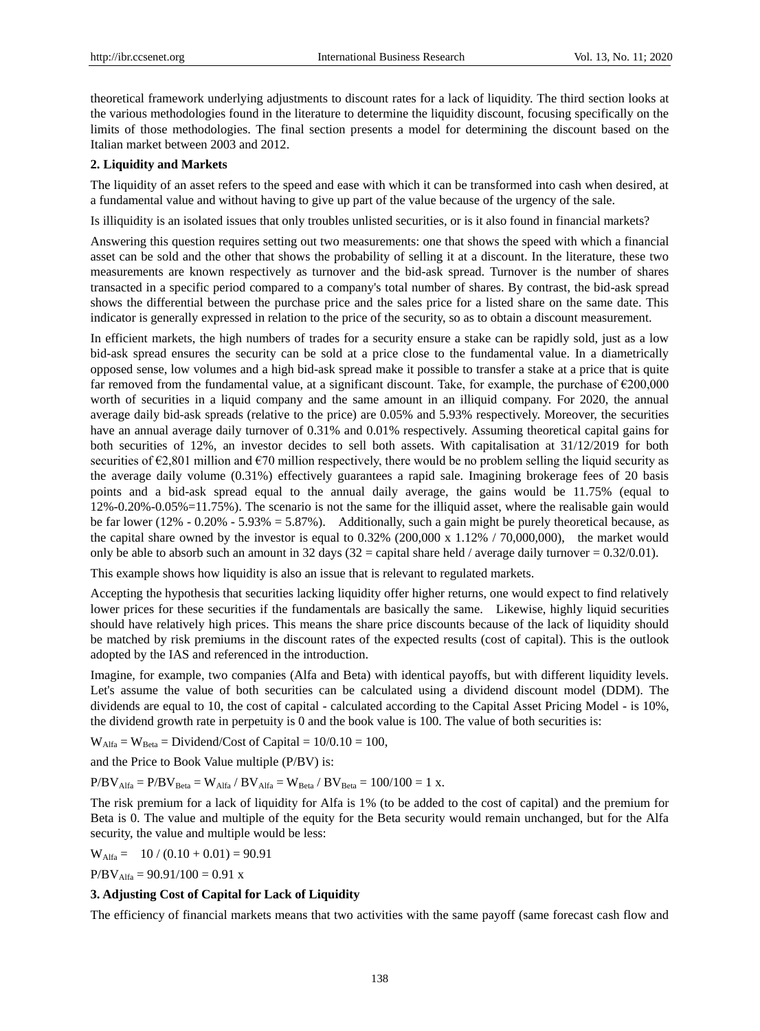theoretical framework underlying adjustments to discount rates for a lack of liquidity. The third section looks at the various methodologies found in the literature to determine the liquidity discount, focusing specifically on the limits of those methodologies. The final section presents a model for determining the discount based on the Italian market between 2003 and 2012.

## 2. Liquidity and Markets

The liquidity of an asset refers to the speed and ease with which it can be transformed into cash when desired, at a fundamental value and without having to give up part of the value because of the urgency of the sale.

Is illiquidity is an isolated issues that only troubles unlisted securities, or is it also found in financial markets?

Answering this question requires setting out two measurements: one that shows the speed with which a financial asset can be sold and the other that shows the probability of selling it at a discount. In the literature, these two measurements are known respectively as turnover and the bid-ask spread. Turnover is the number of shares transacted in a specific period compared to a company's total number of shares. By contrast, the bid-ask spread shows the differential between the purchase price and the sales price for a listed share on the same date. This indicator is generally expressed in relation to the price of the security, so as to obtain a discount measurement.

In efficient markets, the high numbers of trades for a security ensure a stake can be rapidly sold, just as a low bid-ask spread ensures the security can be sold at a price close to the fundamental value. In a diametrically opposed sense, low volumes and a high bid-ask spread make it possible to transfer a stake at a price that is quite far removed from the fundamental value, at a significant discount. Take, for example, the purchase of €200,000 worth of securities in a liquid company and the same amount in an illiquid company. For 2020, the annual average daily bid-ask spreads (relative to the price) are 0.05% and 5.93% respectively. Moreover, the securities have an annual average daily turnover of 0.31% and 0.01% respectively. Assuming theoretical capital gains for both securities of 12%, an investor decides to sell both assets. With capitalisation at 31/12/2019 for both securities of €2,801 million and €70 million respectively, there would be no problem selling the liquid security as the average daily volume (0.31%) effectively guarantees a rapid sale. Imagining brokerage fees of 20 basis points and a bid-ask spread equal to the annual daily average, the gains would be 11.75% (equal to 12%-0.20%-0.05%=11.75%). The scenario is not the same for the illiquid asset, where the realisable gain would be far lower (12% - 0.20% - 5.93% = 5.87%). Additionally, such a gain might be purely theoretical because, as the capital share owned by the investor is equal to 0.32% (200,000 x 1.12% / 70,000,000), the market would only be able to absorb such an amount in 32 days (32 = capital share held / average daily turnover = 0.32/0.01).

This example shows how liquidity is also an issue that is relevant to regulated markets.

Accepting the hypothesis that securities lacking liquidity offer higher returns, one would expect to find relatively lower prices for these securities if the fundamentals are basically the same. Likewise, highly liquid securities should have relatively high prices. This means the share price discounts because of the lack of liquidity should be matched by risk premiums in the discount rates of the expected results (cost of capital). This is the outlook adopted by the IAS and referenced in the introduction.

Imagine, for example, two companies (Alfa and Beta) with identical payoffs, but with different liquidity levels. Let's assume the value of both securities can be calculated using a dividend discount model (DDM). The dividends are equal to 10, the cost of capital - calculated according to the Capital Asset Pricing Model - is 10%, the dividend growth rate in perpetuity is 0 and the book value is 100. The value of both securities is:

$$W_{Alfa} = W_{Beta} = \text{Dividend/Cost of Capital} = 10/0.10 = 100,$$

and the Price to Book Value multiple (P/BV) is:

$$P/BV_{Alfa} = P/BV_{Beta} = W_{Alfa} / BV_{Alfa} = W_{Beta} / BV_{Beta} = 100/100 = 1 \text{ x}.$$

The risk premium for a lack of liquidity for Alfa is 1% (to be added to the cost of capital) and the premium for Beta is 0. The value and multiple of the equity for the Beta security would remain unchanged, but for the Alfa security, the value and multiple would be less:

$$W_{Alfa} = 10 / (0.10 + 0.01) = 90.91$$

$$P/BV_{Alfa} = 90.91/100 = 0.91 \text{ x}$$

## 3. Adjusting Cost of Capital for Lack of Liquidity

The efficiency of financial markets means that two activities with the same payoff (same forecast cash flow and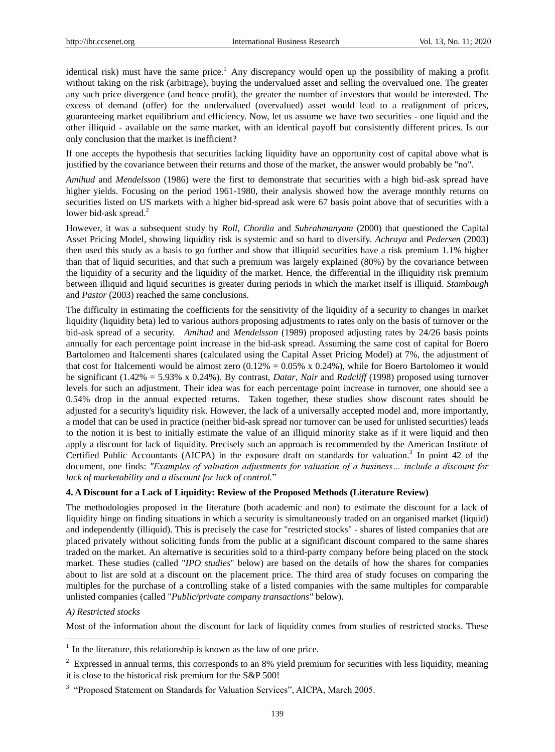identical risk) must have the same price.[1] Any discrepancy would open up the possibility of making a profit without taking on the risk (arbitrage), buying the undervalued asset and selling the overvalued one. The greater any such price divergence (and hence profit), the greater the number of investors that would be interested. The excess of demand (offer) for the undervalued (overvalued) asset would lead to a realignment of prices, guaranteeing market equilibrium and efficiency. Now, let us assume we have two securities - one liquid and the other illiquid - available on the same market, with an identical payoff but consistently different prices. Is our only conclusion that the market is inefficient?

If one accepts the hypothesis that securities lacking liquidity have an opportunity cost of capital above what is justified by the covariance between their returns and those of the market, the answer would probably be "no".

*Amihud* and *Mendelsson* (1986) were the first to demonstrate that securities with a high bid-ask spread have higher yields. Focusing on the period 1961-1980, their analysis showed how the average monthly returns on securities listed on US markets with a higher bid-spread ask were 67 basis point above that of securities with a lower bid-ask spread.[2]

However, it was a subsequent study by *Roll*, *Chordia* and *Subrahmanyam* (2000) that questioned the Capital Asset Pricing Model, showing liquidity risk is systemic and so hard to diversify. *Achraya* and *Pedersen* (2003) then used this study as a basis to go further and show that illiquid securities have a risk premium 1.1% higher than that of liquid securities, and that such a premium was largely explained (80%) by the covariance between the liquidity of a security and the liquidity of the market. Hence, the differential in the illiquidity risk premium between illiquid and liquid securities is greater during periods in which the market itself is illiquid. *Stambaugh* and *Pastor* (2003) reached the same conclusions.

The difficulty in estimating the coefficients for the sensitivity of the liquidity of a security to changes in market liquidity (liquidity beta) led to various authors proposing adjustments to rates only on the basis of turnover or the bid-ask spread of a security. *Amihud* and *Mendelsson* (1989) proposed adjusting rates by 24/26 basis points annually for each percentage point increase in the bid-ask spread. Assuming the same cost of capital for Boero Bartolomeo and Italcementi shares (calculated using the Capital Asset Pricing Model) at 7%, the adjustment of that cost for Italcementi would be almost zero (0.12% = 0.05% x 0.24%), while for Boero Bartolomeo it would be significant (1.42% = 5.93% x 0.24%). By contrast, *Datar*, *Nair* and *Radcliff* (1998) proposed using turnover levels for such an adjustment. Their idea was for each percentage point increase in turnover, one should see a 0.54% drop in the annual expected returns. Taken together, these studies show discount rates should be adjusted for a security's liquidity risk. However, the lack of a universally accepted model and, more importantly, a model that can be used in practice (neither bid-ask spread nor turnover can be used for unlisted securities) leads to the notion it is best to initially estimate the value of an illiquid minority stake as if it were liquid and then apply a discount for lack of liquidity. Precisely such an approach is recommended by the American Institute of Certified Public Accountants (AICPA) in the exposure draft on standards for valuation.[3] In point 42 of the document, one finds: *"Examples of valuation adjustments for valuation of a business… include a discount for lack of marketability and a discount for lack of control.*"

#### 4. A Discount for a Lack of Liquidity: Review of the Proposed Methods (Literature Review)

The methodologies proposed in the literature (both academic and non) to estimate the discount for a lack of liquidity hinge on finding situations in which a security is simultaneously traded on an organised market (liquid) and independently (illiquid). This is precisely the case for "restricted stocks" - shares of listed companies that are placed privately without soliciting funds from the public at a significant discount compared to the same shares traded on the market. An alternative is securities sold to a third-party company before being placed on the stock market. These studies (called "*IPO studies*" below) are based on the details of how the shares for companies about to list are sold at a discount on the placement price. The third area of study focuses on comparing the multiples for the purchase of a controlling stake of a listed companies with the same multiples for comparable unlisted companies (called "*Public/private company transactions"* below).

*A) Restricted stocks*

Most of the information about the discount for lack of liquidity comes from studies of restricted stocks. These

---

[1] In the literature, this relationship is known as the law of one price.

[2] Expressed in annual terms, this corresponds to an 8% yield premium for securities with less liquidity, meaning it is close to the historical risk premium for the S&P 500!

[3] "Proposed Statement on Standards for Valuation Services", AICPA, March 2005.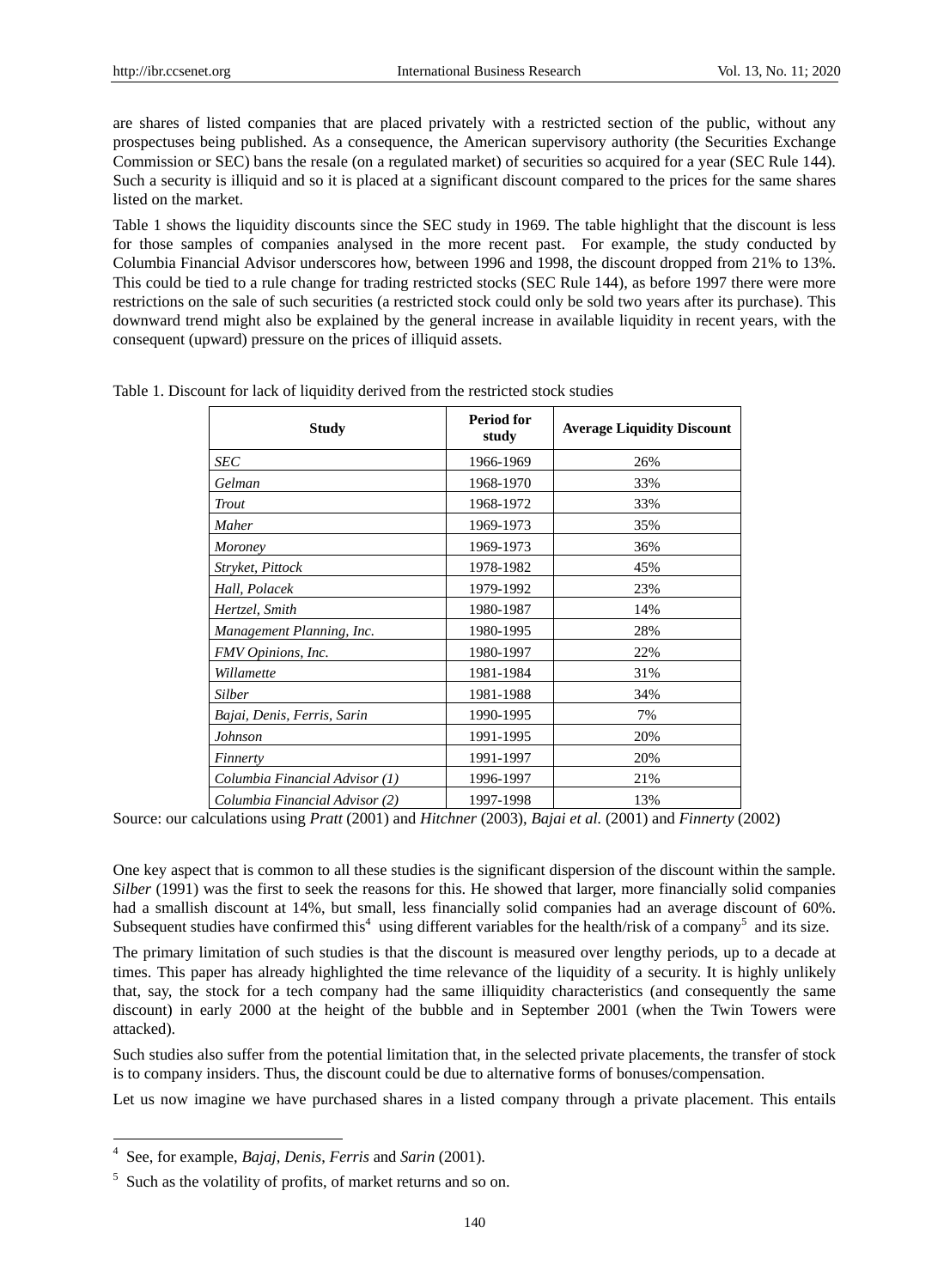are shares of listed companies that are placed privately with a restricted section of the public, without any prospectuses being published. As a consequence, the American supervisory authority (the Securities Exchange Commission or SEC) bans the resale (on a regulated market) of securities so acquired for a year (SEC Rule 144). Such a security is illiquid and so it is placed at a significant discount compared to the prices for the same shares listed on the market.

Table 1 shows the liquidity discounts since the SEC study in 1969. The table highlight that the discount is less for those samples of companies analysed in the more recent past. For example, the study conducted by Columbia Financial Advisor underscores how, between 1996 and 1998, the discount dropped from 21% to 13%. This could be tied to a rule change for trading restricted stocks (SEC Rule 144), as before 1997 there were more restrictions on the sale of such securities (a restricted stock could only be sold two years after its purchase). This downward trend might also be explained by the general increase in available liquidity in recent years, with the consequent (upward) pressure on the prices of illiquid assets.

Table 1. Discount for lack of liquidity derived from the restricted stock studies

| Study | Period for study | Average Liquidity Discount |
|---|---|---|
| *SEC* | 1966-1969 | 26% |
| *Gelman* | 1968-1970 | 33% |
| *Trout* | 1968-1972 | 33% |
| *Maher* | 1969-1973 | 35% |
| *Moroney* | 1969-1973 | 36% |
| *Stryket, Pittock* | 1978-1982 | 45% |
| *Hall, Polacek* | 1979-1992 | 23% |
| *Hertzel, Smith* | 1980-1987 | 14% |
| *Management Planning, Inc.* | 1980-1995 | 28% |
| *FMV Opinions, Inc.* | 1980-1997 | 22% |
| *Willamette* | 1981-1984 | 31% |
| *Silber* | 1981-1988 | 34% |
| *Bajai, Denis, Ferris, Sarin* | 1990-1995 | 7% |
| *Johnson* | 1991-1995 | 20% |
| *Finnerty* | 1991-1997 | 20% |
| *Columbia Financial Advisor (1)* | 1996-1997 | 21% |
| *Columbia Financial Advisor (2)* | 1997-1998 | 13% |

Source: our calculations using *Pratt* (2001) and *Hitchner* (2003), *Bajai et al.* (2001) and *Finnerty* (2002)

One key aspect that is common to all these studies is the significant dispersion of the discount within the sample. *Silber* (1991) was the first to seek the reasons for this. He showed that larger, more financially solid companies had a smallish discount at 14%, but small, less financially solid companies had an average discount of 60%. Subsequent studies have confirmed this[4] using different variables for the health/risk of a company[5] and its size.

The primary limitation of such studies is that the discount is measured over lengthy periods, up to a decade at times. This paper has already highlighted the time relevance of the liquidity of a security. It is highly unlikely that, say, the stock for a tech company had the same illiquidity characteristics (and consequently the same discount) in early 2000 at the height of the bubble and in September 2001 (when the Twin Towers were attacked).

Such studies also suffer from the potential limitation that, in the selected private placements, the transfer of stock is to company insiders. Thus, the discount could be due to alternative forms of bonuses/compensation.

Let us now imagine we have purchased shares in a listed company through a private placement. This entails

---

[4] See, for example, *Bajaj*, *Denis*, *Ferris* and *Sarin* (2001).

[5] Such as the volatility of profits, of market returns and so on.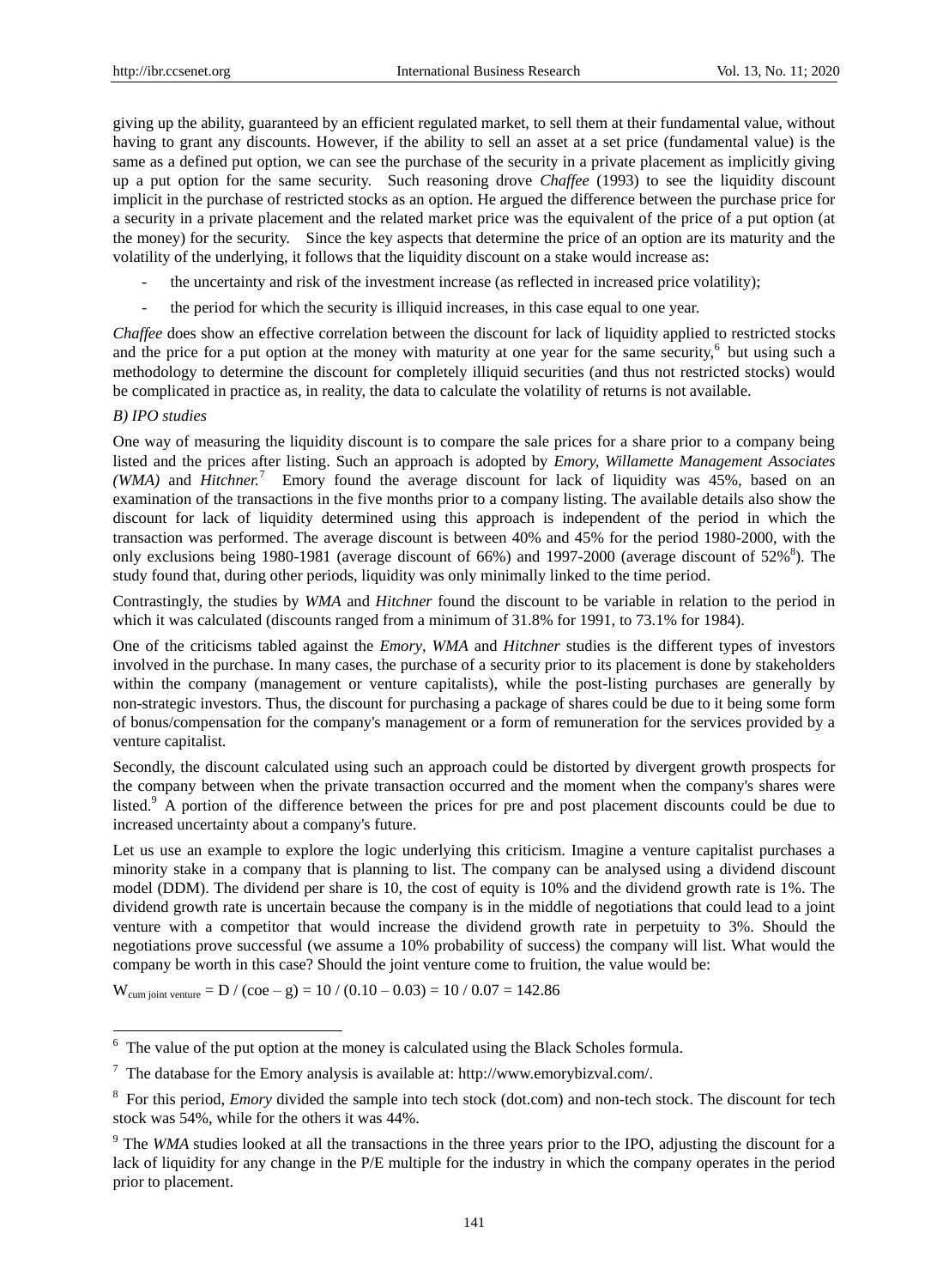giving up the ability, guaranteed by an efficient regulated market, to sell them at their fundamental value, without having to grant any discounts. However, if the ability to sell an asset at a set price (fundamental value) is the same as a defined put option, we can see the purchase of the security in a private placement as implicitly giving up a put option for the same security. Such reasoning drove *Chaffee* (1993) to see the liquidity discount implicit in the purchase of restricted stocks as an option. He argued the difference between the purchase price for a security in a private placement and the related market price was the equivalent of the price of a put option (at the money) for the security. Since the key aspects that determine the price of an option are its maturity and the volatility of the underlying, it follows that the liquidity discount on a stake would increase as:

- the uncertainty and risk of the investment increase (as reflected in increased price volatility);
- the period for which the security is illiquid increases, in this case equal to one year.

*Chaffee* does show an effective correlation between the discount for lack of liquidity applied to restricted stocks and the price for a put option at the money with maturity at one year for the same security,[6] but using such a methodology to determine the discount for completely illiquid securities (and thus not restricted stocks) would be complicated in practice as, in reality, the data to calculate the volatility of returns is not available.

*B) IPO studies*

One way of measuring the liquidity discount is to compare the sale prices for a share prior to a company being listed and the prices after listing. Such an approach is adopted by *Emory, Willamette Management Associates (WMA)* and *Hitchner.*[7] Emory found the average discount for lack of liquidity was 45%, based on an examination of the transactions in the five months prior to a company listing. The available details also show the discount for lack of liquidity determined using this approach is independent of the period in which the transaction was performed. The average discount is between 40% and 45% for the period 1980-2000, with the only exclusions being 1980-1981 (average discount of 66%) and 1997-2000 (average discount of 52%[8]). The study found that, during other periods, liquidity was only minimally linked to the time period.

Contrastingly, the studies by *WMA* and *Hitchner* found the discount to be variable in relation to the period in which it was calculated (discounts ranged from a minimum of 31.8% for 1991, to 73.1% for 1984).

One of the criticisms tabled against the *Emory*, *WMA* and *Hitchner* studies is the different types of investors involved in the purchase. In many cases, the purchase of a security prior to its placement is done by stakeholders within the company (management or venture capitalists), while the post-listing purchases are generally by non-strategic investors. Thus, the discount for purchasing a package of shares could be due to it being some form of bonus/compensation for the company's management or a form of remuneration for the services provided by a venture capitalist.

Secondly, the discount calculated using such an approach could be distorted by divergent growth prospects for the company between when the private transaction occurred and the moment when the company's shares were listed.[9] A portion of the difference between the prices for pre and post placement discounts could be due to increased uncertainty about a company's future.

Let us use an example to explore the logic underlying this criticism. Imagine a venture capitalist purchases a minority stake in a company that is planning to list. The company can be analysed using a dividend discount model (DDM). The dividend per share is 10, the cost of equity is 10% and the dividend growth rate is 1%. The dividend growth rate is uncertain because the company is in the middle of negotiations that could lead to a joint venture with a competitor that would increase the dividend growth rate in perpetuity to 3%. Should the negotiations prove successful (we assume a 10% probability of success) the company will list. What would the company be worth in this case? Should the joint venture come to fruition, the value would be:

$$W_{\text{cum joint venture}} = D / (coe - g) = 10 / (0.10 - 0.03) = 10 / 0.07 = 142.86$$

---

[6] The value of the put option at the money is calculated using the Black Scholes formula.

[7] The database for the Emory analysis is available at: http://www.emorybizval.com/.

[8] For this period, *Emory* divided the sample into tech stock (dot.com) and non-tech stock. The discount for tech stock was 54%, while for the others it was 44%.

[9] The *WMA* studies looked at all the transactions in the three years prior to the IPO, adjusting the discount for a lack of liquidity for any change in the P/E multiple for the industry in which the company operates in the period prior to placement.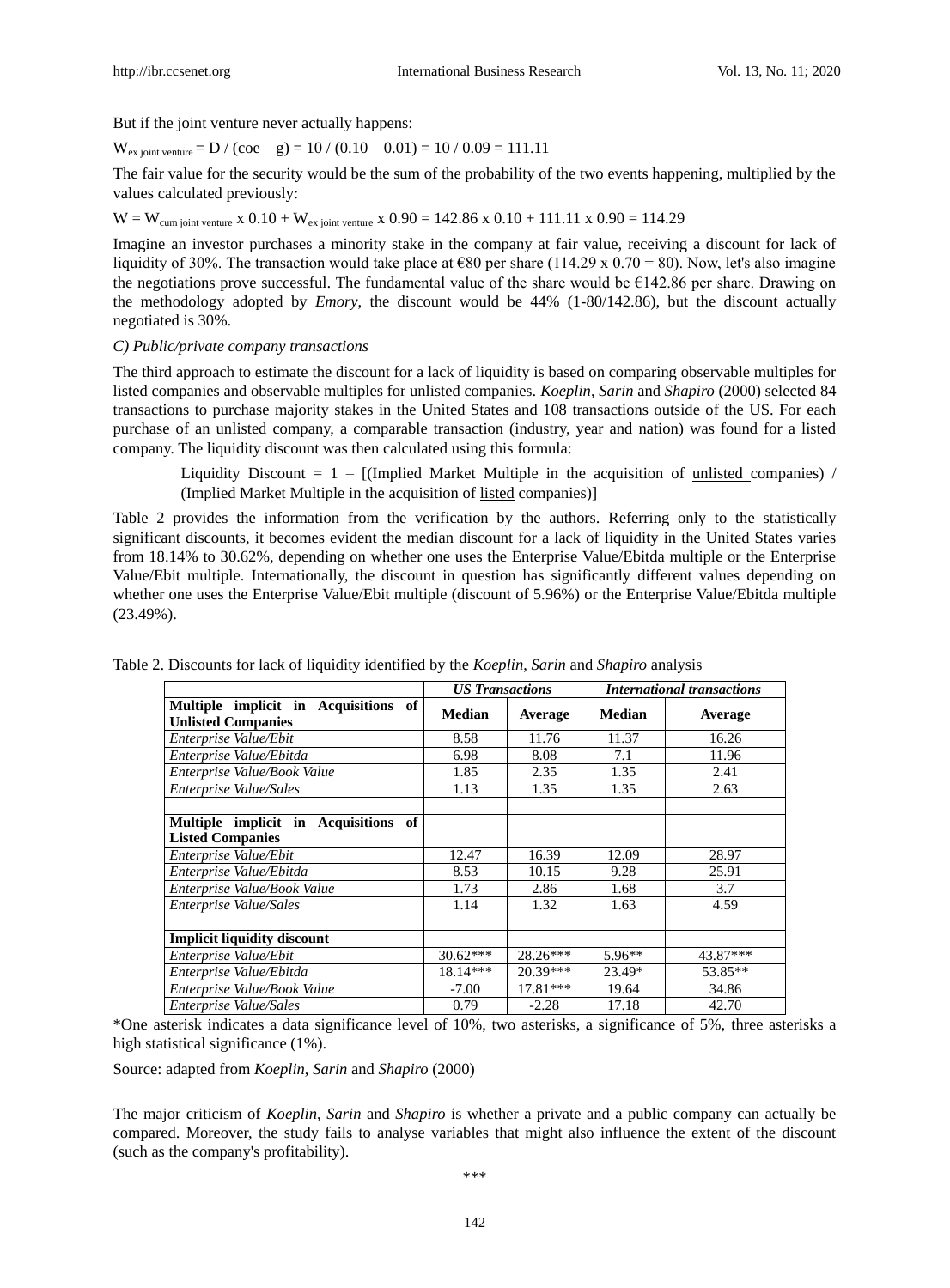But if the joint venture never actually happens:

$W_{ex\ joint\ venture} = D / (coe – g) = 10 / (0.10 – 0.01) = 10 / 0.09 = 111.11$

The fair value for the security would be the sum of the probability of the two events happening, multiplied by the values calculated previously:

$W = W_{cum\ joint\ venture} \times 0.10 + W_{ex\ joint\ venture} \times 0.90 = 142.86 \times 0.10 + 111.11 \times 0.90 = 114.29$

Imagine an investor purchases a minority stake in the company at fair value, receiving a discount for lack of liquidity of 30%. The transaction would take place at €80 per share (114.29 x 0.70 = 80). Now, let's also imagine the negotiations prove successful. The fundamental value of the share would be €142.86 per share. Drawing on the methodology adopted by *Emory*, the discount would be 44% (1-80/142.86), but the discount actually negotiated is 30%.

*C) Public/private company transactions*

The third approach to estimate the discount for a lack of liquidity is based on comparing observable multiples for listed companies and observable multiples for unlisted companies. *Koeplin*, *Sarin* and *Shapiro* (2000) selected 84 transactions to purchase majority stakes in the United States and 108 transactions outside of the US. For each purchase of an unlisted company, a comparable transaction (industry, year and nation) was found for a listed company. The liquidity discount was then calculated using this formula:

> Liquidity Discount = 1 – [(Implied Market Multiple in the acquisition of unlisted companies) / (Implied Market Multiple in the acquisition of listed companies)]

Table 2 provides the information from the verification by the authors. Referring only to the statistically significant discounts, it becomes evident the median discount for a lack of liquidity in the United States varies from 18.14% to 30.62%, depending on whether one uses the Enterprise Value/Ebitda multiple or the Enterprise Value/Ebit multiple. Internationally, the discount in question has significantly different values depending on whether one uses the Enterprise Value/Ebit multiple (discount of 5.96%) or the Enterprise Value/Ebitda multiple (23.49%).

Table 2. Discounts for lack of liquidity identified by the *Koeplin*, *Sarin* and *Shapiro* analysis

| | *US Transactions* | | *International transactions* | |
|---|---|---|---|---|
| **Multiple implicit in Acquisitions of Unlisted Companies** | **Median** | **Average** | **Median** | **Average** |
| *Enterprise Value/Ebit* | 8.58 | 11.76 | 11.37 | 16.26 |
| *Enterprise Value/Ebitda* | 6.98 | 8.08 | 7.1 | 11.96 |
| *Enterprise Value/Book Value* | 1.85 | 2.35 | 1.35 | 2.41 |
| *Enterprise Value/Sales* | 1.13 | 1.35 | 1.35 | 2.63 |
| | | | | |
| **Multiple implicit in Acquisitions of Listed Companies** | | | | |
| *Enterprise Value/Ebit* | 12.47 | 16.39 | 12.09 | 28.97 |
| *Enterprise Value/Ebitda* | 8.53 | 10.15 | 9.28 | 25.91 |
| *Enterprise Value/Book Value* | 1.73 | 2.86 | 1.68 | 3.7 |
| *Enterprise Value/Sales* | 1.14 | 1.32 | 1.63 | 4.59 |
| | | | | |
| **Implicit liquidity discount** | | | | |
| *Enterprise Value/Ebit* | 30.62*** | 28.26*** | 5.96** | 43.87*** |
| *Enterprise Value/Ebitda* | 18.14*** | 20.39*** | 23.49* | 53.85** |
| *Enterprise Value/Book Value* | -7.00 | 17.81*** | 19.64 | 34.86 |
| *Enterprise Value/Sales* | 0.79 | -2.28 | 17.18 | 42.70 |

*One asterisk indicates a data significance level of 10%, two asterisks, a significance of 5%, three asterisks a high statistical significance (1%).

Source: adapted from *Koeplin*, *Sarin* and *Shapiro* (2000)

The major criticism of *Koeplin*, *Sarin* and *Shapiro* is whether a private and a public company can actually be compared. Moreover, the study fails to analyse variables that might also influence the extent of the discount (such as the company's profitability).

***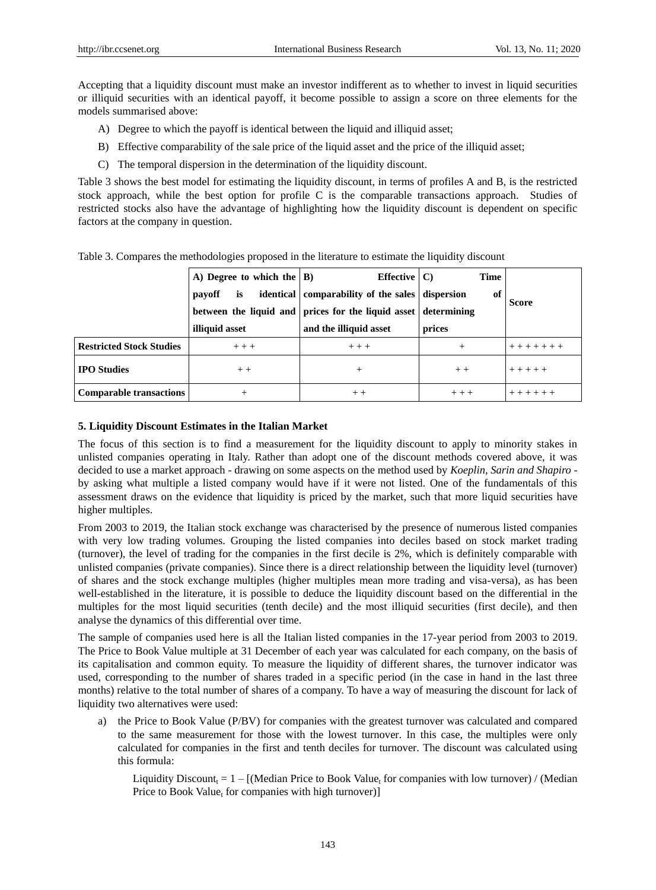Accepting that a liquidity discount must make an investor indifferent as to whether to invest in liquid securities or illiquid securities with an identical payoff, it become possible to assign a score on three elements for the models summarised above:

A) Degree to which the payoff is identical between the liquid and illiquid asset;

B) Effective comparability of the sale price of the liquid asset and the price of the illiquid asset;

C) The temporal dispersion in the determination of the liquidity discount.

Table 3 shows the best model for estimating the liquidity discount, in terms of profiles A and B, is the restricted stock approach, while the best option for profile C is the comparable transactions approach. Studies of restricted stocks also have the advantage of highlighting how the liquidity discount is dependent on specific factors at the company in question.

Table 3. Compares the methodologies proposed in the literature to estimate the liquidity discount

| | A) Degree to which the payoff is identical between the liquid and illiquid asset | B) Effective comparability of the sales prices for the liquid asset and the illiquid asset | C) Time dispersion of determining prices | Score |
|---|---|---|---|---|
| **Restricted Stock Studies** | + + + | + + + | + | + + + + + + + |
| **IPO Studies** | + + | + | + + | + + + + + |
| **Comparable transactions** | + | + + | + + + | + + + + + + |

### 5. Liquidity Discount Estimates in the Italian Market

The focus of this section is to find a measurement for the liquidity discount to apply to minority stakes in unlisted companies operating in Italy. Rather than adopt one of the discount methods covered above, it was decided to use a market approach - drawing on some aspects on the method used by *Koeplin, Sarin and Shapiro* - by asking what multiple a listed company would have if it were not listed. One of the fundamentals of this assessment draws on the evidence that liquidity is priced by the market, such that more liquid securities have higher multiples.

From 2003 to 2019, the Italian stock exchange was characterised by the presence of numerous listed companies with very low trading volumes. Grouping the listed companies into deciles based on stock market trading (turnover), the level of trading for the companies in the first decile is 2%, which is definitely comparable with unlisted companies (private companies). Since there is a direct relationship between the liquidity level (turnover) of shares and the stock exchange multiples (higher multiples mean more trading and visa-versa), as has been well-established in the literature, it is possible to deduce the liquidity discount based on the differential in the multiples for the most liquid securities (tenth decile) and the most illiquid securities (first decile), and then analyse the dynamics of this differential over time.

The sample of companies used here is all the Italian listed companies in the 17-year period from 2003 to 2019. The Price to Book Value multiple at 31 December of each year was calculated for each company, on the basis of its capitalisation and common equity. To measure the liquidity of different shares, the turnover indicator was used, corresponding to the number of shares traded in a specific period (in the case in hand in the last three months) relative to the total number of shares of a company. To have a way of measuring the discount for lack of liquidity two alternatives were used:

a) the Price to Book Value (P/BV) for companies with the greatest turnover was calculated and compared to the same measurement for those with the lowest turnover. In this case, the multiples were only calculated for companies in the first and tenth deciles for turnover. The discount was calculated using this formula:

   Liquidity Discount$_t$ = 1 – [(Median Price to Book Value$_t$ for companies with low turnover) / (Median Price to Book Value$_t$ for companies with high turnover)]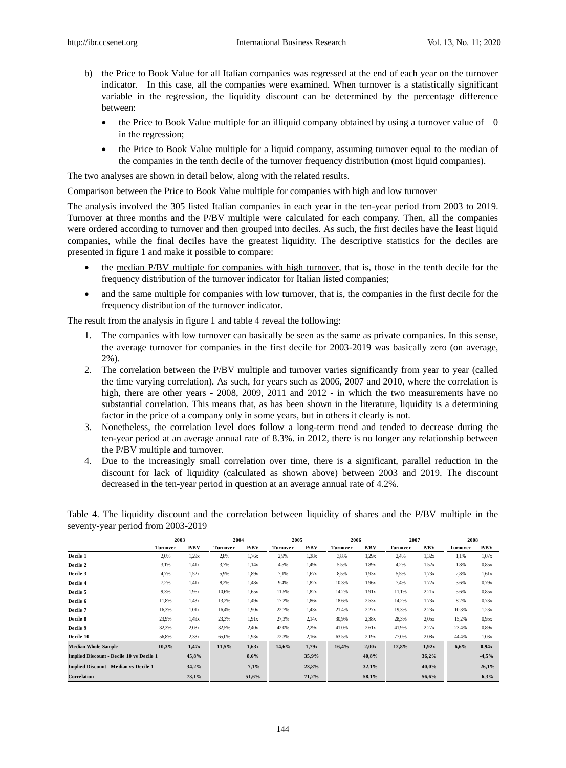b) the Price to Book Value for all Italian companies was regressed at the end of each year on the turnover indicator. In this case, all the companies were examined. When turnover is a statistically significant variable in the regression, the liquidity discount can be determined by the percentage difference between:

   - the Price to Book Value multiple for an illiquid company obtained by using a turnover value of 0 in the regression;
   - the Price to Book Value multiple for a liquid company, assuming turnover equal to the median of the companies in the tenth decile of the turnover frequency distribution (most liquid companies).

The two analyses are shown in detail below, along with the related results.

Comparison between the Price to Book Value multiple for companies with high and low turnover

The analysis involved the 305 listed Italian companies in each year in the ten-year period from 2003 to 2019. Turnover at three months and the P/BV multiple were calculated for each company. Then, all the companies were ordered according to turnover and then grouped into deciles. As such, the first deciles have the least liquid companies, while the final deciles have the greatest liquidity. The descriptive statistics for the deciles are presented in figure 1 and make it possible to compare:

- the median P/BV multiple for companies with high turnover, that is, those in the tenth decile for the frequency distribution of the turnover indicator for Italian listed companies;
- and the same multiple for companies with low turnover, that is, the companies in the first decile for the frequency distribution of the turnover indicator.

The result from the analysis in figure 1 and table 4 reveal the following:

1. The companies with low turnover can basically be seen as the same as private companies. In this sense, the average turnover for companies in the first decile for 2003-2019 was basically zero (on average, 2%).
2. The correlation between the P/BV multiple and turnover varies significantly from year to year (called the time varying correlation). As such, for years such as 2006, 2007 and 2010, where the correlation is high, there are other years - 2008, 2009, 2011 and 2012 - in which the two measurements have no substantial correlation. This means that, as has been shown in the literature, liquidity is a determining factor in the price of a company only in some years, but in others it clearly is not.
3. Nonetheless, the correlation level does follow a long-term trend and tended to decrease during the ten-year period at an average annual rate of 8.3%. in 2012, there is no longer any relationship between the P/BV multiple and turnover.
4. Due to the increasingly small correlation over time, there is a significant, parallel reduction in the discount for lack of liquidity (calculated as shown above) between 2003 and 2019. The discount decreased in the ten-year period in question at an average annual rate of 4.2%.

Table 4. The liquidity discount and the correlation between liquidity of shares and the P/BV multiple in the seventy-year period from 2003-2019

| | 2003 | | 2004 | | 2005 | | 2006 | | 2007 | | 2008 | |
|---|---|---|---|---|---|---|---|---|---|---|---|---|
| | Turnover | P/BV | Turnover | P/BV | Turnover | P/BV | Turnover | P/BV | Turnover | P/BV | Turnover | P/BV |
| Decile 1 | 2,0% | 1,29x | 2,8% | 1,76x | 2,9% | 1,38x | 3,8% | 1,29x | 2,4% | 1,32x | 1,1% | 1,07x |
| Decile 2 | 3,1% | 1,41x | 3,7% | 1,14x | 4,5% | 1,49x | 5,5% | 1,89x | 4,2% | 1,52x | 1,8% | 0,85x |
| Decile 3 | 4,7% | 1,52x | 5,9% | 1,89x | 7,1% | 1,67x | 8,5% | 1,93x | 5,5% | 1,73x | 2,8% | 1,61x |
| Decile 4 | 7,2% | 1,41x | 8,2% | 1,48x | 9,4% | 1,82x | 10,3% | 1,96x | 7,4% | 1,72x | 3,6% | 0,79x |
| Decile 5 | 9,3% | 1,96x | 10,6% | 1,65x | 11,5% | 1,82x | 14,2% | 1,91x | 11,1% | 2,21x | 5,6% | 0,85x |
| Decile 6 | 11,8% | 1,43x | 13,2% | 1,49x | 17,2% | 1,86x | 18,6% | 2,53x | 14,2% | 1,73x | 8,2% | 0,73x |
| Decile 7 | 16,3% | 1,01x | 16,4% | 1,90x | 22,7% | 1,43x | 21,4% | 2,27x | 19,3% | 2,23x | 10,3% | 1,23x |
| Decile 8 | 23,9% | 1,49x | 23,3% | 1,91x | 27,3% | 2,14x | 30,9% | 2,38x | 28,3% | 2,05x | 15,2% | 0,95x |
| Decile 9 | 32,3% | 2,08x | 32,5% | 2,40x | 42,0% | 2,29x | 41,0% | 2,61x | 41,9% | 2,27x | 23,4% | 0,89x |
| Decile 10 | 56,8% | 2,38x | 65,0% | 1,93x | 72,3% | 2,16x | 63,5% | 2,19x | 77,0% | 2,08x | 44,4% | 1,03x |
| **Median Whole Sample** | **10,3%** | **1,47x** | **11,5%** | **1,63x** | **14,6%** | **1,79x** | **16,4%** | **2,00x** | **12,8%** | **1,92x** | **6,6%** | **0,94x** |
| **Implied Discount - Decile 10 vs Decile 1** | | **45,8%** | | **8,6%** | | **35,9%** | | **40,8%** | | **36,2%** | | **-4,5%** |
| **Implied Discount - Median vs Decile 1** | | **34,2%** | | **-7,1%** | | **23,8%** | | **32,1%** | | **40,0%** | | **-26,1%** |
| **Correlation** | | **73,1%** | | **51,6%** | | **71,2%** | | **58,1%** | | **56,6%** | | **-6,3%** |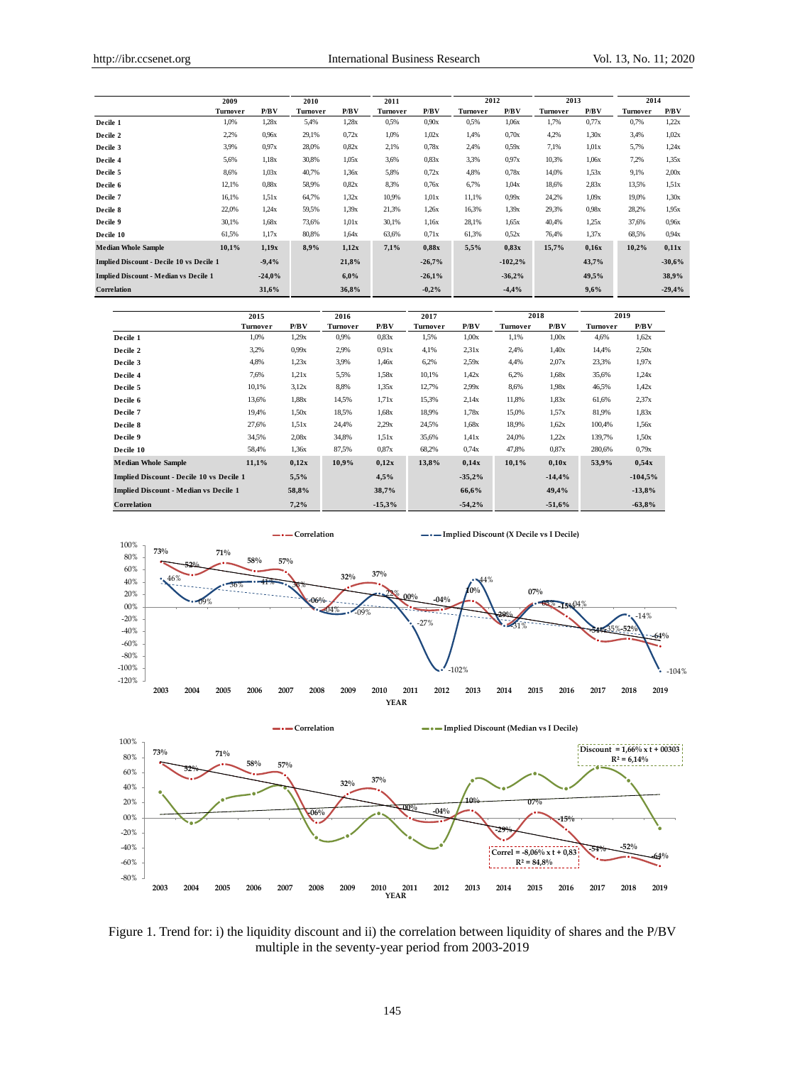| | 2009 | | 2010 | | 2011 | | 2012 | | 2013 | | 2014 | |
|---|---|---|---|---|---|---|---|---|---|---|---|---|
| | Turnover | P/BV | Turnover | P/BV | Turnover | P/BV | Turnover | P/BV | Turnover | P/BV | Turnover | P/BV |
| Decile 1 | 1,0% | 1,28x | 5,4% | 1,28x | 0,5% | 0,90x | 0,5% | 1,06x | 1,7% | 0,77x | 0,7% | 1,22x |
| Decile 2 | 2,2% | 0,96x | 29,1% | 0,72x | 1,0% | 1,02x | 1,4% | 0,70x | 4,2% | 1,30x | 3,4% | 1,02x |
| Decile 3 | 3,9% | 0,97x | 28,0% | 0,82x | 2,1% | 0,78x | 2,4% | 0,59x | 7,1% | 1,01x | 5,7% | 1,24x |
| Decile 4 | 5,6% | 1,18x | 30,8% | 1,05x | 3,6% | 0,83x | 3,3% | 0,97x | 10,3% | 1,06x | 7,2% | 1,35x |
| Decile 5 | 8,6% | 1,03x | 40,7% | 1,36x | 5,8% | 0,72x | 4,8% | 0,78x | 14,0% | 1,53x | 9,1% | 2,00x |
| Decile 6 | 12,1% | 0,88x | 58,9% | 0,82x | 8,3% | 0,76x | 6,7% | 1,04x | 18,6% | 2,83x | 13,5% | 1,51x |
| Decile 7 | 16,1% | 1,51x | 64,7% | 1,32x | 10,9% | 1,01x | 11,1% | 0,99x | 24,2% | 1,09x | 19,0% | 1,30x |
| Decile 8 | 22,0% | 1,24x | 59,5% | 1,39x | 21,3% | 1,26x | 16,3% | 1,39x | 29,3% | 0,98x | 28,2% | 1,95x |
| Decile 9 | 30,1% | 1,68x | 73,6% | 1,01x | 30,1% | 1,16x | 28,1% | 1,65x | 40,4% | 1,25x | 37,6% | 0,96x |
| Decile 10 | 61,5% | 1,17x | 80,8% | 1,64x | 63,6% | 0,71x | 61,3% | 0,52x | 76,4% | 1,37x | 68,5% | 0,94x |
| **Median Whole Sample** | **10,1%** | **1,19x** | **8,9%** | **1,12x** | **7,1%** | **0,88x** | **5,5%** | **0,83x** | **15,7%** | **0,16x** | **10,2%** | **0,11x** |
| **Implied Discount - Decile 10 vs Decile 1** | | **-9,4%** | | **21,8%** | | **-26,7%** | | **-102,2%** | | **43,7%** | | **-30,6%** |
| **Implied Discount - Median vs Decile 1** | | **-24,0%** | | **6,0%** | | **-26,1%** | | **-36,2%** | | **49,5%** | | **38,9%** |
| **Correlation** | | **31,6%** | | **36,8%** | | **-0,2%** | | **-4,4%** | | **9,6%** | | **-29,4%** |

| | 2015 | | 2016 | | 2017 | | 2018 | | 2019 | |
|---|---|---|---|---|---|---|---|---|---|---|
| | Turnover | P/BV | Turnover | P/BV | Turnover | P/BV | Turnover | P/BV | Turnover | P/BV |
| Decile 1 | 1,0% | 1,29x | 0,9% | 0,83x | 1,5% | 1,00x | 1,1% | 1,00x | 4,6% | 1,62x |
| Decile 2 | 3,2% | 0,99x | 2,9% | 0,91x | 4,1% | 2,31x | 2,4% | 1,40x | 14,4% | 2,50x |
| Decile 3 | 4,8% | 1,23x | 3,9% | 1,46x | 6,2% | 2,59x | 4,4% | 2,07x | 23,3% | 1,97x |
| Decile 4 | 7,6% | 1,21x | 5,5% | 1,58x | 10,1% | 1,42x | 6,2% | 1,68x | 35,6% | 1,24x |
| Decile 5 | 10,1% | 3,12x | 8,8% | 1,35x | 12,7% | 2,99x | 8,6% | 1,98x | 46,5% | 1,42x |
| Decile 6 | 13,6% | 1,88x | 14,5% | 1,71x | 15,3% | 2,14x | 11,8% | 1,83x | 61,6% | 2,37x |
| Decile 7 | 19,4% | 1,50x | 18,5% | 1,68x | 18,9% | 1,78x | 15,0% | 1,57x | 81,9% | 1,83x |
| Decile 8 | 27,6% | 1,51x | 24,4% | 2,29x | 24,5% | 1,68x | 18,9% | 1,62x | 100,4% | 1,56x |
| Decile 9 | 34,5% | 2,08x | 34,8% | 1,51x | 35,6% | 1,41x | 24,0% | 1,22x | 139,7% | 1,50x |
| Decile 10 | 58,4% | 1,36x | 87,5% | 0,87x | 68,2% | 0,74x | 47,8% | 0,87x | 280,6% | 0,79x |
| **Median Whole Sample** | **11,1%** | **0,12x** | **10,9%** | **0,12x** | **13,8%** | **0,14x** | **10,1%** | **0,10x** | **53,9%** | **0,54x** |
| **Implied Discount - Decile 10 vs Decile 1** | | **5,5%** | | **4,5%** | | **-35,2%** | | **-14,4%** | | **-104,5%** |
| **Implied Discount - Median vs Decile 1** | | **58,8%** | | **38,7%** | | **66,6%** | | **49,4%** | | **-13,8%** |
| **Correlation** | | **7,2%** | | **-15,3%** | | **-54,2%** | | **-51,6%** | | **-63,8%** |

Figure 1. Trend for: i) the liquidity discount and ii) the correlation between liquidity of shares and the P/BV multiple in the seventy-year period from 2003-2019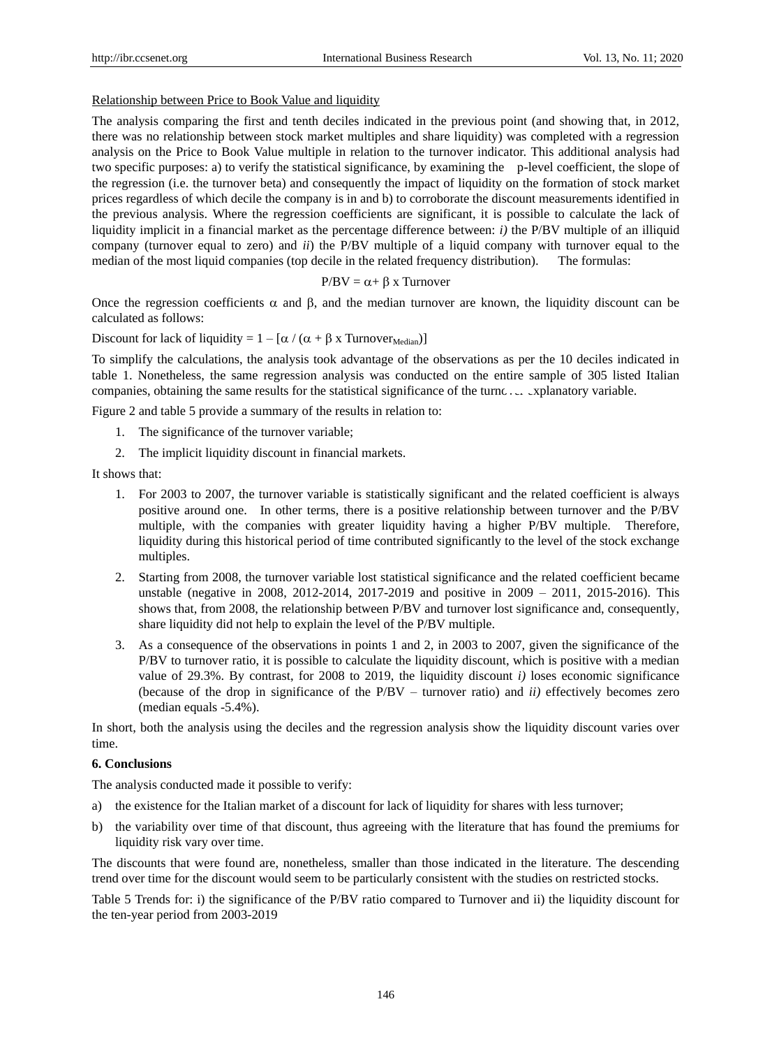Relationship between Price to Book Value and liquidity

The analysis comparing the first and tenth deciles indicated in the previous point (and showing that, in 2012, there was no relationship between stock market multiples and share liquidity) was completed with a regression analysis on the Price to Book Value multiple in relation to the turnover indicator. This additional analysis had two specific purposes: a) to verify the statistical significance, by examining the p-level coefficient, the slope of the regression (i.e. the turnover beta) and consequently the impact of liquidity on the formation of stock market prices regardless of which decile the company is in and b) to corroborate the discount measurements identified in the previous analysis. Where the regression coefficients are significant, it is possible to calculate the lack of liquidity implicit in a financial market as the percentage difference between: *i)* the P/BV multiple of an illiquid company (turnover equal to zero) and *ii*) the P/BV multiple of a liquid company with turnover equal to the median of the most liquid companies (top decile in the related frequency distribution). The formulas:

$$P/BV = \alpha + \beta \times Turnover$$

Once the regression coefficients $\alpha$ and $\beta$, and the median turnover are known, the liquidity discount can be calculated as follows:

Discount for lack of liquidity = $1 - [\alpha / (\alpha + \beta \times Turnover_{Median})]$

To simplify the calculations, the analysis took advantage of the observations as per the 10 deciles indicated in table 1. Nonetheless, the same regression analysis was conducted on the entire sample of 305 listed Italian companies, obtaining the same results for the statistical significance of the turnover explanatory variable.

Figure 2 and table 5 provide a summary of the results in relation to:

1. The significance of the turnover variable;
2. The implicit liquidity discount in financial markets.

It shows that:

1. For 2003 to 2007, the turnover variable is statistically significant and the related coefficient is always positive around one. In other terms, there is a positive relationship between turnover and the P/BV multiple, with the companies with greater liquidity having a higher P/BV multiple. Therefore, liquidity during this historical period of time contributed significantly to the level of the stock exchange multiples.
2. Starting from 2008, the turnover variable lost statistical significance and the related coefficient became unstable (negative in 2008, 2012-2014, 2017-2019 and positive in 2009 – 2011, 2015-2016). This shows that, from 2008, the relationship between P/BV and turnover lost significance and, consequently, share liquidity did not help to explain the level of the P/BV multiple.
3. As a consequence of the observations in points 1 and 2, in 2003 to 2007, given the significance of the P/BV to turnover ratio, it is possible to calculate the liquidity discount, which is positive with a median value of 29.3%. By contrast, for 2008 to 2019, the liquidity discount *i)* loses economic significance (because of the drop in significance of the P/BV – turnover ratio) and *ii)* effectively becomes zero (median equals -5.4%).

In short, both the analysis using the deciles and the regression analysis show the liquidity discount varies over time.

**6. Conclusions**

The analysis conducted made it possible to verify:

a) the existence for the Italian market of a discount for lack of liquidity for shares with less turnover;

b) the variability over time of that discount, thus agreeing with the literature that has found the premiums for liquidity risk vary over time.

The discounts that were found are, nonetheless, smaller than those indicated in the literature. The descending trend over time for the discount would seem to be particularly consistent with the studies on restricted stocks.

Table 5 Trends for: i) the significance of the P/BV ratio compared to Turnover and ii) the liquidity discount for the ten-year period from 2003-2019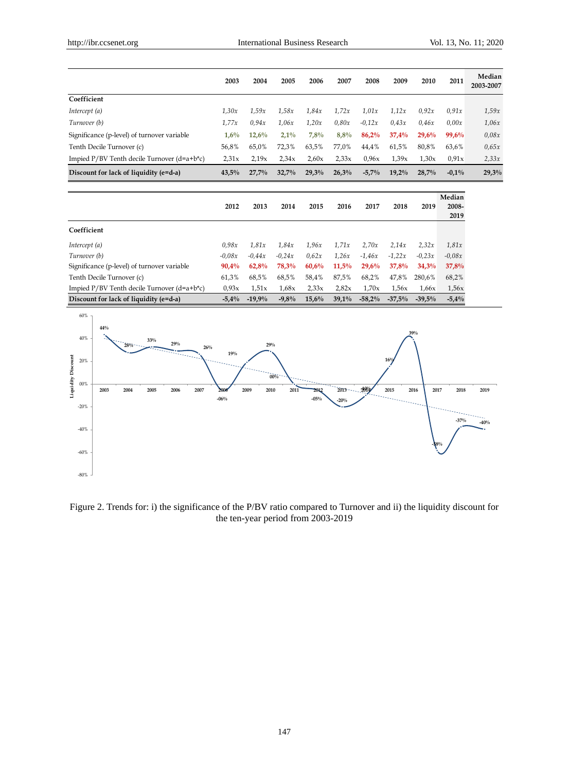| | 2003 | 2004 | 2005 | 2006 | 2007 | 2008 | 2009 | 2010 | 2011 | Median 2003-2007 |
|---|---|---|---|---|---|---|---|---|---|---|
| **Coefficient** | | | | | | | | | | |
| *Intercept (a)* | *1,30x* | *1,59x* | *1,58x* | *1,84x* | *1,72x* | *1,01x* | *1,12x* | *0,92x* | *0,91x* | *1,59x* |
| *Turnover (b)* | *1,77x* | *0,94x* | *1,06x* | *1,20x* | *0,80x* | *-0,12x* | *0,43x* | *0,46x* | *0,00x* | *1,06x* |
| Significance (p-level) of turnover variable | **1,6%** | **12,6%** | **2,1%** | **7,8%** | **8,8%** | **86,2%** | **37,4%** | **29,6%** | **99,6%** | *0,08x* |
| Tenth Decile Turnover (c) | 56,8% | 65,0% | 72,3% | 63,5% | 77,0% | 44,4% | 61,5% | 80,8% | 63,6% | *0,65x* |
| Impied P/BV Tenth decile Turnover (d=a+b*c) | 2,31x | 2,19x | 2,34x | 2,60x | 2,33x | 0,96x | 1,39x | 1,30x | 0,91x | *2,33x* |
| **Discount for lack of liquidity (e=d-a)** | **43,5%** | **27,7%** | **32,7%** | **29,3%** | **26,3%** | **-5,7%** | **19,2%** | **28,7%** | **-0,1%** | **29,3%** |

| | 2012 | 2013 | 2014 | 2015 | 2016 | 2017 | 2018 | 2019 | Median 2008-2019 |
|---|---|---|---|---|---|---|---|---|---|
| **Coefficient** | | | | | | | | | |
| *Intercept (a)* | *0,98x* | *1,81x* | *1,84x* | *1,96x* | *1,71x* | *2,70x* | *2,14x* | *2,32x* | *1,81x* |
| *Turnover (b)* | *-0,08x* | *-0,44x* | *-0,24x* | *0,62x* | *1,26x* | *-1,46x* | *-1,22x* | *-0,23x* | *-0,08x* |
| Significance (p-level) of turnover variable | **90,4%** | **62,8%** | **78,3%** | **60,6%** | **11,5%** | **29,6%** | **37,8%** | **34,3%** | **37,8%** |
| Tenth Decile Turnover (c) | 61,3% | 68,5% | 68,5% | 58,4% | 87,5% | 68,2% | 47,8% | 280,6% | 68,2% |
| Impied P/BV Tenth decile Turnover (d=a+b*c) | 0,93x | 1,51x | 1,68x | 2,33x | 2,82x | 1,70x | 1,56x | 1,66x | 1,56x |
| **Discount for lack of liquidity (e=d-a)** | **-5,4%** | **-19,9%** | **-9,8%** | **15,6%** | **39,1%** | **-58,2%** | **-37,5%** | **-39,5%** | **-5,4%** |

Figure 2. Trends for: i) the significance of the P/BV ratio compared to Turnover and ii) the liquidity discount for the ten-year period from 2003-2019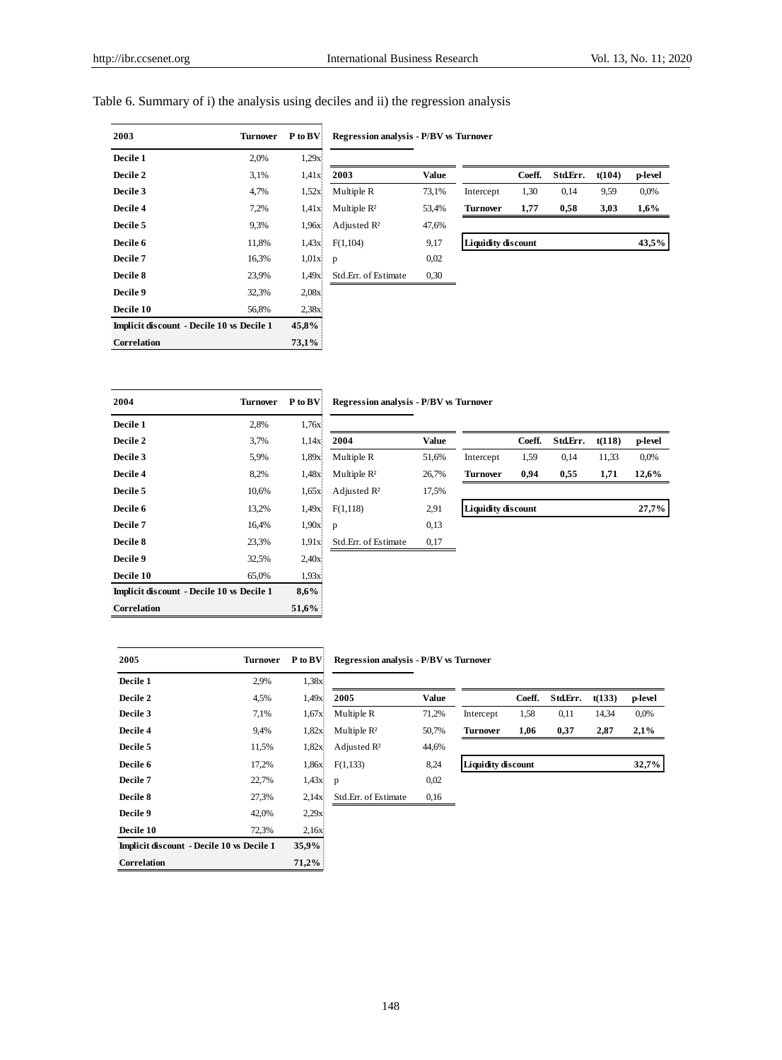Table 6. Summary of i) the analysis using deciles and ii) the regression analysis

| 2003 | Turnover | P to BV |
|---|---|---|
| Decile 1 | 2,0% | 1,29x |
| Decile 2 | 3,1% | 1,41x |
| Decile 3 | 4,7% | 1,52x |
| Decile 4 | 7,2% | 1,41x |
| Decile 5 | 9,3% | 1,96x |
| Decile 6 | 11,8% | 1,43x |
| Decile 7 | 16,3% | 1,01x |
| Decile 8 | 23,9% | 1,49x |
| Decile 9 | 32,3% | 2,08x |
| Decile 10 | 56,8% | 2,38x |
| **Implicit discount - Decile 10 vs Decile 1** | | **45,8%** |
| **Correlation** | | **73,1%** |

**Regression analysis - P/BV vs Turnover**

| 2003 | Value |
|---|---|
| Multiple R | 73,1% |
| Multiple R² | 53,4% |
| Adjusted R² | 47,6% |
| F(1,104) | 9,17 |
| p | 0,02 |
| Std.Err. of Estimate | 0,30 |

| | Coeff. | Std.Err. | t(104) | p-level |
|---|---|---|---|---|
| Intercept | 1,30 | 0,14 | 9,59 | 0,0% |
| **Turnover** | **1,77** | **0,58** | **3,03** | **1,6%** |
| **Liquidity discount** | | | | **43,5%** |

| 2004 | Turnover | P to BV |
|---|---|---|
| Decile 1 | 2,8% | 1,76x |
| Decile 2 | 3,7% | 1,14x |
| Decile 3 | 5,9% | 1,89x |
| Decile 4 | 8,2% | 1,48x |
| Decile 5 | 10,6% | 1,65x |
| Decile 6 | 13,2% | 1,49x |
| Decile 7 | 16,4% | 1,90x |
| Decile 8 | 23,3% | 1,91x |
| Decile 9 | 32,5% | 2,40x |
| Decile 10 | 65,0% | 1,93x |
| **Implicit discount - Decile 10 vs Decile 1** | | **8,6%** |
| **Correlation** | | **51,6%** |

**Regression analysis - P/BV vs Turnover**

| 2004 | Value |
|---|---|
| Multiple R | 51,6% |
| Multiple R² | 26,7% |
| Adjusted R² | 17,5% |
| F(1,118) | 2,91 |
| p | 0,13 |
| Std.Err. of Estimate | 0,17 |

| | Coeff. | Std.Err. | t(118) | p-level |
|---|---|---|---|---|
| Intercept | 1,59 | 0,14 | 11,33 | 0,0% |
| **Turnover** | **0,94** | **0,55** | **1,71** | **12,6%** |
| **Liquidity discount** | | | | **27,7%** |

| 2005 | Turnover | P to BV |
|---|---|---|
| Decile 1 | 2,9% | 1,38x |
| Decile 2 | 4,5% | 1,49x |
| Decile 3 | 7,1% | 1,67x |
| Decile 4 | 9,4% | 1,82x |
| Decile 5 | 11,5% | 1,82x |
| Decile 6 | 17,2% | 1,86x |
| Decile 7 | 22,7% | 1,43x |
| Decile 8 | 27,3% | 2,14x |
| Decile 9 | 42,0% | 2,29x |
| Decile 10 | 72,3% | 2,16x |
| **Implicit discount - Decile 10 vs Decile 1** | | **35,9%** |
| **Correlation** | | **71,2%** |

**Regression analysis - P/BV vs Turnover**

| 2005 | Value |
|---|---|
| Multiple R | 71,2% |
| Multiple R² | 50,7% |
| Adjusted R² | 44,6% |
| F(1,133) | 8,24 |
| p | 0,02 |
| Std.Err. of Estimate | 0,16 |

| | Coeff. | Std.Err. | t(133) | p-level |
|---|---|---|---|---|
| Intercept | 1,58 | 0,11 | 14,34 | 0,0% |
| **Turnover** | **1,06** | **0,37** | **2,87** | **2,1%** |
| **Liquidity discount** | | | | **32,7%** |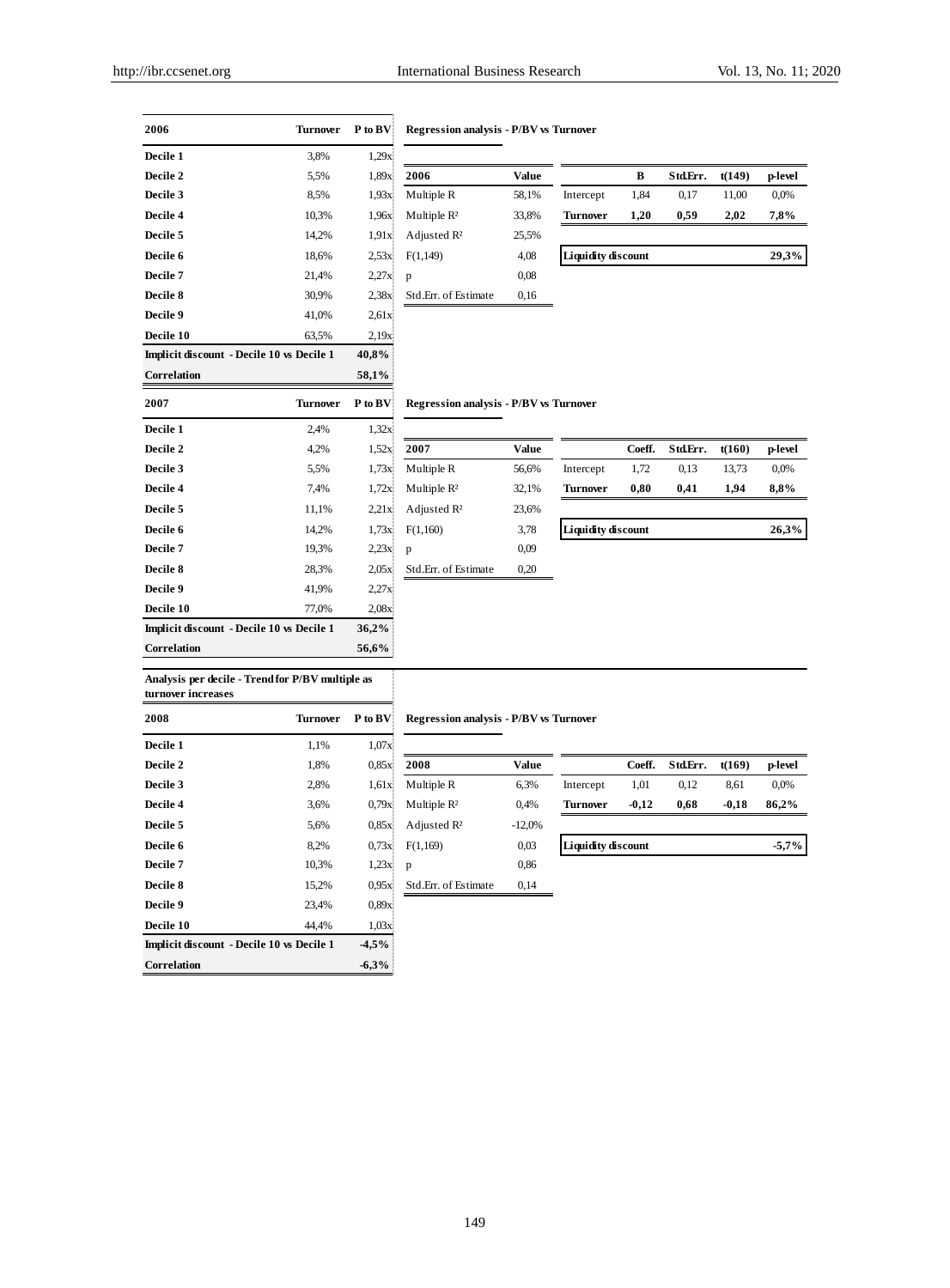| 2006 | Turnover | P to BV |
|---|---|---|
| Decile 1 | 3,8% | 1,29x |
| Decile 2 | 5,5% | 1,89x |
| Decile 3 | 8,5% | 1,93x |
| Decile 4 | 10,3% | 1,96x |
| Decile 5 | 14,2% | 1,91x |
| Decile 6 | 18,6% | 2,53x |
| Decile 7 | 21,4% | 2,27x |
| Decile 8 | 30,9% | 2,38x |
| Decile 9 | 41,0% | 2,61x |
| Decile 10 | 63,5% | 2,19x |
| **Implicit discount - Decile 10 vs Decile 1** | | **40,8%** |
| **Correlation** | | **58,1%** |

**Regression analysis - P/BV vs Turnover**

| 2006 | Value |
|---|---|
| Multiple R | 58,1% |
| Multiple R² | 33,8% |
| Adjusted R² | 25,5% |
| F(1,149) | 4,08 |
| p | 0,08 |
| Std.Err. of Estimate | 0,16 |

| | B | Std.Err. | t(149) | p-level |
|---|---|---|---|---|
| Intercept | 1,84 | 0,17 | 11,00 | 0,0% |
| **Turnover** | **1,20** | **0,59** | **2,02** | **7,8%** |
| **Liquidity discount** | | | | **29,3%** |

| 2007 | Turnover | P to BV |
|---|---|---|
| Decile 1 | 2,4% | 1,32x |
| Decile 2 | 4,2% | 1,52x |
| Decile 3 | 5,5% | 1,73x |
| Decile 4 | 7,4% | 1,72x |
| Decile 5 | 11,1% | 2,21x |
| Decile 6 | 14,2% | 1,73x |
| Decile 7 | 19,3% | 2,23x |
| Decile 8 | 28,3% | 2,05x |
| Decile 9 | 41,9% | 2,27x |
| Decile 10 | 77,0% | 2,08x |
| **Implicit discount - Decile 10 vs Decile 1** | | **36,2%** |
| **Correlation** | | **56,6%** |

**Regression analysis - P/BV vs Turnover**

| 2007 | Value |
|---|---|
| Multiple R | 56,6% |
| Multiple R² | 32,1% |
| Adjusted R² | 23,6% |
| F(1,160) | 3,78 |
| p | 0,09 |
| Std.Err. of Estimate | 0,20 |

| | Coeff. | Std.Err. | t(160) | p-level |
|---|---|---|---|---|
| Intercept | 1,72 | 0,13 | 13,73 | 0,0% |
| **Turnover** | **0,80** | **0,41** | **1,94** | **8,8%** |
| **Liquidity discount** | | | | **26,3%** |

**Analysis per decile - Trend for P/BV multiple as turnover increases**

| 2008 | Turnover | P to BV |
|---|---|---|
| Decile 1 | 1,1% | 1,07x |
| Decile 2 | 1,8% | 0,85x |
| Decile 3 | 2,8% | 1,61x |
| Decile 4 | 3,6% | 0,79x |
| Decile 5 | 5,6% | 0,85x |
| Decile 6 | 8,2% | 0,73x |
| Decile 7 | 10,3% | 1,23x |
| Decile 8 | 15,2% | 0,95x |
| Decile 9 | 23,4% | 0,89x |
| Decile 10 | 44,4% | 1,03x |
| **Implicit discount - Decile 10 vs Decile 1** | | **-4,5%** |
| **Correlation** | | **-6,3%** |

**Regression analysis - P/BV vs Turnover**

| 2008 | Value |
|---|---|
| Multiple R | 6,3% |
| Multiple R² | 0,4% |
| Adjusted R² | -12,0% |
| F(1,169) | 0,03 |
| p | 0,86 |
| Std.Err. of Estimate | 0,14 |

| | Coeff. | Std.Err. | t(169) | p-level |
|---|---|---|---|---|
| Intercept | 1,01 | 0,12 | 8,61 | 0,0% |
| **Turnover** | **-0,12** | **0,68** | **-0,18** | **86,2%** |
| **Liquidity discount** | | | | **-5,7%** |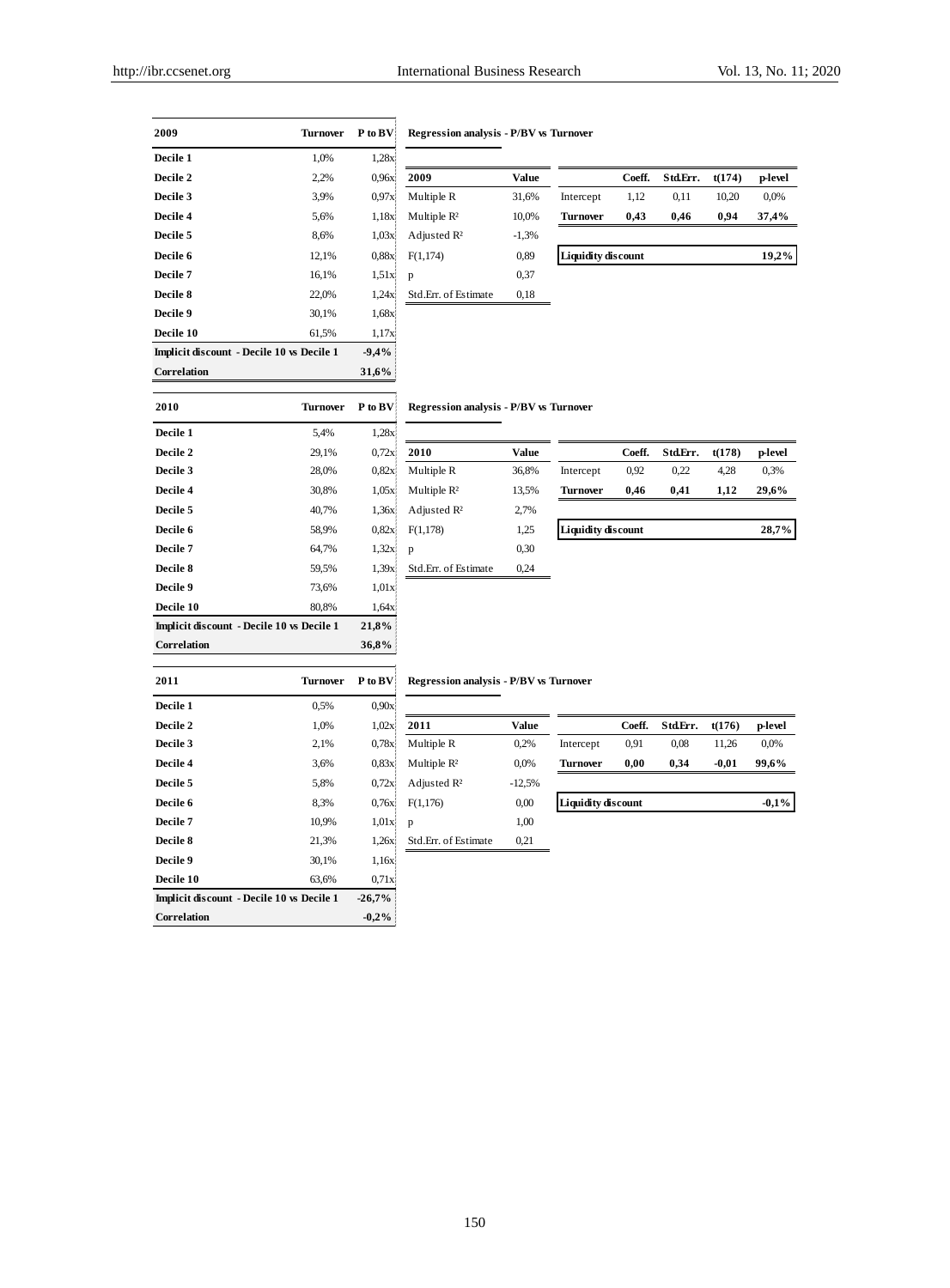| 2009 | Turnover | P to BV |
|---|---|---|
| Decile 1 | 1,0% | 1,28x |
| Decile 2 | 2,2% | 0,96x |
| Decile 3 | 3,9% | 0,97x |
| Decile 4 | 5,6% | 1,18x |
| Decile 5 | 8,6% | 1,03x |
| Decile 6 | 12,1% | 0,88x |
| Decile 7 | 16,1% | 1,51x |
| Decile 8 | 22,0% | 1,24x |
| Decile 9 | 30,1% | 1,68x |
| Decile 10 | 61,5% | 1,17x |
| **Implicit discount - Decile 10 vs Decile 1** | | **-9,4%** |
| **Correlation** | | **31,6%** |

**Regression analysis - P/BV vs Turnover**

| 2009 | Value |
|---|---|
| Multiple R | 31,6% |
| Multiple R² | 10,0% |
| Adjusted R² | -1,3% |
| F(1,174) | 0,89 |
| p | 0,37 |
| Std.Err. of Estimate | 0,18 |

| | Coeff. | Std.Err. | t(174) | p-level |
|---|---|---|---|---|
| Intercept | 1,12 | 0,11 | 10,20 | 0,0% |
| **Turnover** | **0,43** | **0,46** | **0,94** | **37,4%** |

| **Liquidity discount** | **19,2%** |
|---|---|

| 2010 | Turnover | P to BV |
|---|---|---|
| Decile 1 | 5,4% | 1,28x |
| Decile 2 | 29,1% | 0,72x |
| Decile 3 | 28,0% | 0,82x |
| Decile 4 | 30,8% | 1,05x |
| Decile 5 | 40,7% | 1,36x |
| Decile 6 | 58,9% | 0,82x |
| Decile 7 | 64,7% | 1,32x |
| Decile 8 | 59,5% | 1,39x |
| Decile 9 | 73,6% | 1,01x |
| Decile 10 | 80,8% | 1,64x |
| **Implicit discount - Decile 10 vs Decile 1** | | **21,8%** |
| **Correlation** | | **36,8%** |

**Regression analysis - P/BV vs Turnover**

| 2010 | Value |
|---|---|
| Multiple R | 36,8% |
| Multiple R² | 13,5% |
| Adjusted R² | 2,7% |
| F(1,178) | 1,25 |
| p | 0,30 |
| Std.Err. of Estimate | 0,24 |

| | Coeff. | Std.Err. | t(178) | p-level |
|---|---|---|---|---|
| Intercept | 0,92 | 0,22 | 4,28 | 0,3% |
| **Turnover** | **0,46** | **0,41** | **1,12** | **29,6%** |

| **Liquidity discount** | **28,7%** |
|---|---|

| 2011 | Turnover | P to BV |
|---|---|---|
| Decile 1 | 0,5% | 0,90x |
| Decile 2 | 1,0% | 1,02x |
| Decile 3 | 2,1% | 0,78x |
| Decile 4 | 3,6% | 0,83x |
| Decile 5 | 5,8% | 0,72x |
| Decile 6 | 8,3% | 0,76x |
| Decile 7 | 10,9% | 1,01x |
| Decile 8 | 21,3% | 1,26x |
| Decile 9 | 30,1% | 1,16x |
| Decile 10 | 63,6% | 0,71x |
| **Implicit discount - Decile 10 vs Decile 1** | | **-26,7%** |
| **Correlation** | | **-0,2%** |

**Regression analysis - P/BV vs Turnover**

| 2011 | Value |
|---|---|
| Multiple R | 0,2% |
| Multiple R² | 0,0% |
| Adjusted R² | -12,5% |
| F(1,176) | 0,00 |
| p | 1,00 |
| Std.Err. of Estimate | 0,21 |

| | Coeff. | Std.Err. | t(176) | p-level |
|---|---|---|---|---|
| Intercept | 0,91 | 0,08 | 11,26 | 0,0% |
| **Turnover** | **0,00** | **0,34** | **-0,01** | **99,6%** |

| **Liquidity discount** | **-0,1%** |
|---|---|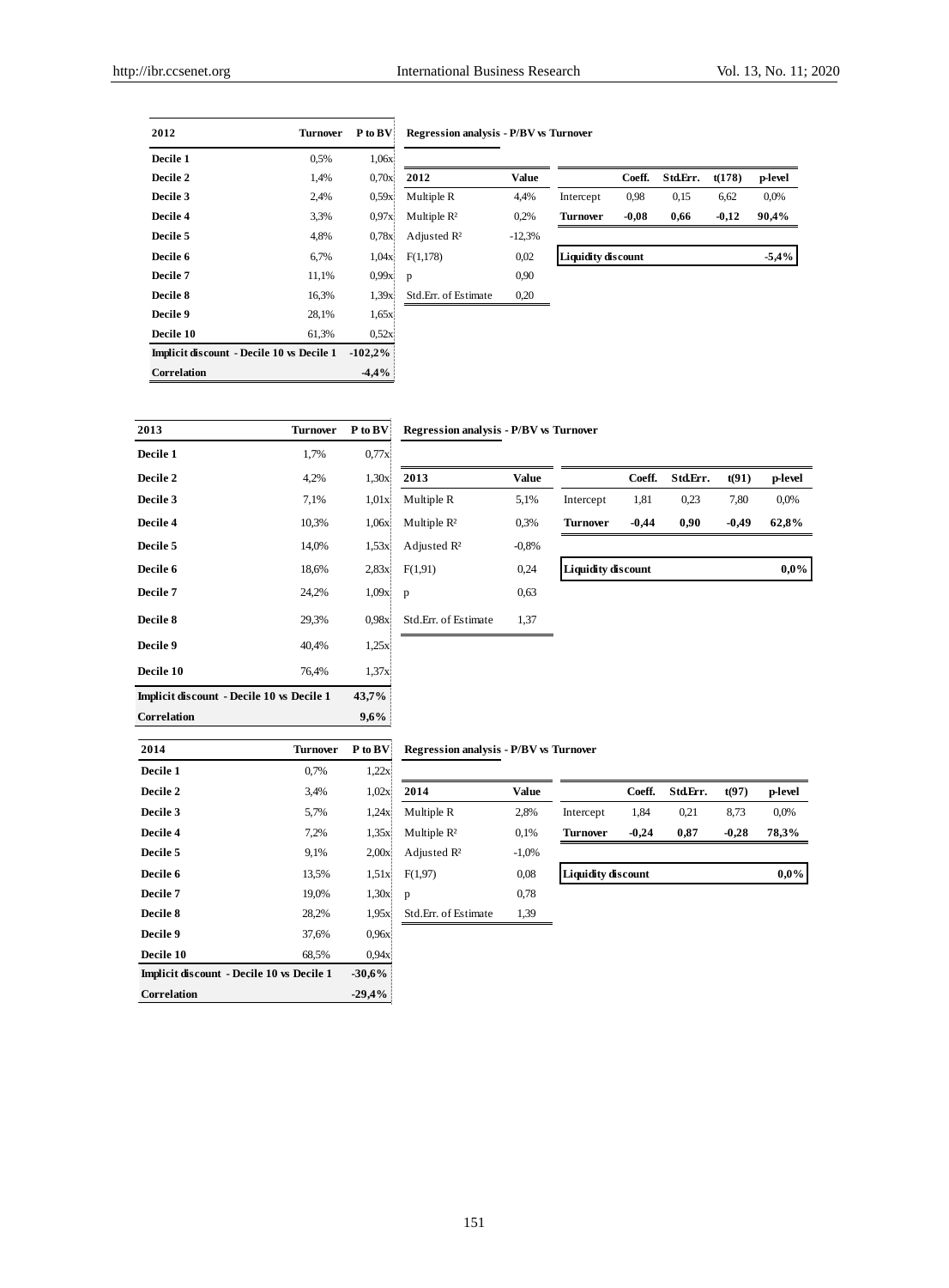| 2012 | Turnover | P to BV |
|---|---|---|
| Decile 1 | 0,5% | 1,06x |
| Decile 2 | 1,4% | 0,70x |
| Decile 3 | 2,4% | 0,59x |
| Decile 4 | 3,3% | 0,97x |
| Decile 5 | 4,8% | 0,78x |
| Decile 6 | 6,7% | 1,04x |
| Decile 7 | 11,1% | 0,99x |
| Decile 8 | 16,3% | 1,39x |
| Decile 9 | 28,1% | 1,65x |
| Decile 10 | 61,3% | 0,52x |
| **Implicit discount - Decile 10 vs Decile 1** | | **-102,2%** |
| **Correlation** | | **-4,4%** |

**Regression analysis - P/BV vs Turnover**

| 2012 | Value |
|---|---|
| Multiple R | 4,4% |
| Multiple R² | 0,2% |
| Adjusted R² | -12,3% |
| F(1,178) | 0,02 |
| p | 0,90 |
| Std.Err. of Estimate | 0,20 |

| | Coeff. | Std.Err. | t(178) | p-level |
|---|---|---|---|---|
| Intercept | 0,98 | 0,15 | 6,62 | 0,0% |
| **Turnover** | **-0,08** | **0,66** | **-0,12** | **90,4%** |

| **Liquidity discount** | **-5,4%** |
|---|---|

| 2013 | Turnover | P to BV |
|---|---|---|
| Decile 1 | 1,7% | 0,77x |
| Decile 2 | 4,2% | 1,30x |
| Decile 3 | 7,1% | 1,01x |
| Decile 4 | 10,3% | 1,06x |
| Decile 5 | 14,0% | 1,53x |
| Decile 6 | 18,6% | 2,83x |
| Decile 7 | 24,2% | 1,09x |
| Decile 8 | 29,3% | 0,98x |
| Decile 9 | 40,4% | 1,25x |
| Decile 10 | 76,4% | 1,37x |
| **Implicit discount - Decile 10 vs Decile 1** | | **43,7%** |
| **Correlation** | | **9,6%** |

**Regression analysis - P/BV vs Turnover**

| 2013 | Value |
|---|---|
| Multiple R | 5,1% |
| Multiple R² | 0,3% |
| Adjusted R² | -0,8% |
| F(1,91) | 0,24 |
| p | 0,63 |
| Std.Err. of Estimate | 1,37 |

| | Coeff. | Std.Err. | t(91) | p-level |
|---|---|---|---|---|
| Intercept | 1,81 | 0,23 | 7,80 | 0,0% |
| **Turnover** | **-0,44** | **0,90** | **-0,49** | **62,8%** |

| **Liquidity discount** | **0,0%** |
|---|---|

| 2014 | Turnover | P to BV |
|---|---|---|
| Decile 1 | 0,7% | 1,22x |
| Decile 2 | 3,4% | 1,02x |
| Decile 3 | 5,7% | 1,24x |
| Decile 4 | 7,2% | 1,35x |
| Decile 5 | 9,1% | 2,00x |
| Decile 6 | 13,5% | 1,51x |
| Decile 7 | 19,0% | 1,30x |
| Decile 8 | 28,2% | 1,95x |
| Decile 9 | 37,6% | 0,96x |
| Decile 10 | 68,5% | 0,94x |
| **Implicit discount - Decile 10 vs Decile 1** | | **-30,6%** |
| **Correlation** | | **-29,4%** |

**Regression analysis - P/BV vs Turnover**

| 2014 | Value |
|---|---|
| Multiple R | 2,8% |
| Multiple R² | 0,1% |
| Adjusted R² | -1,0% |
| F(1,97) | 0,08 |
| p | 0,78 |
| Std.Err. of Estimate | 1,39 |

| | Coeff. | Std.Err. | t(97) | p-level |
|---|---|---|---|---|
| Intercept | 1,84 | 0,21 | 8,73 | 0,0% |
| **Turnover** | **-0,24** | **0,87** | **-0,28** | **78,3%** |

| **Liquidity discount** | **0,0%** |
|---|---|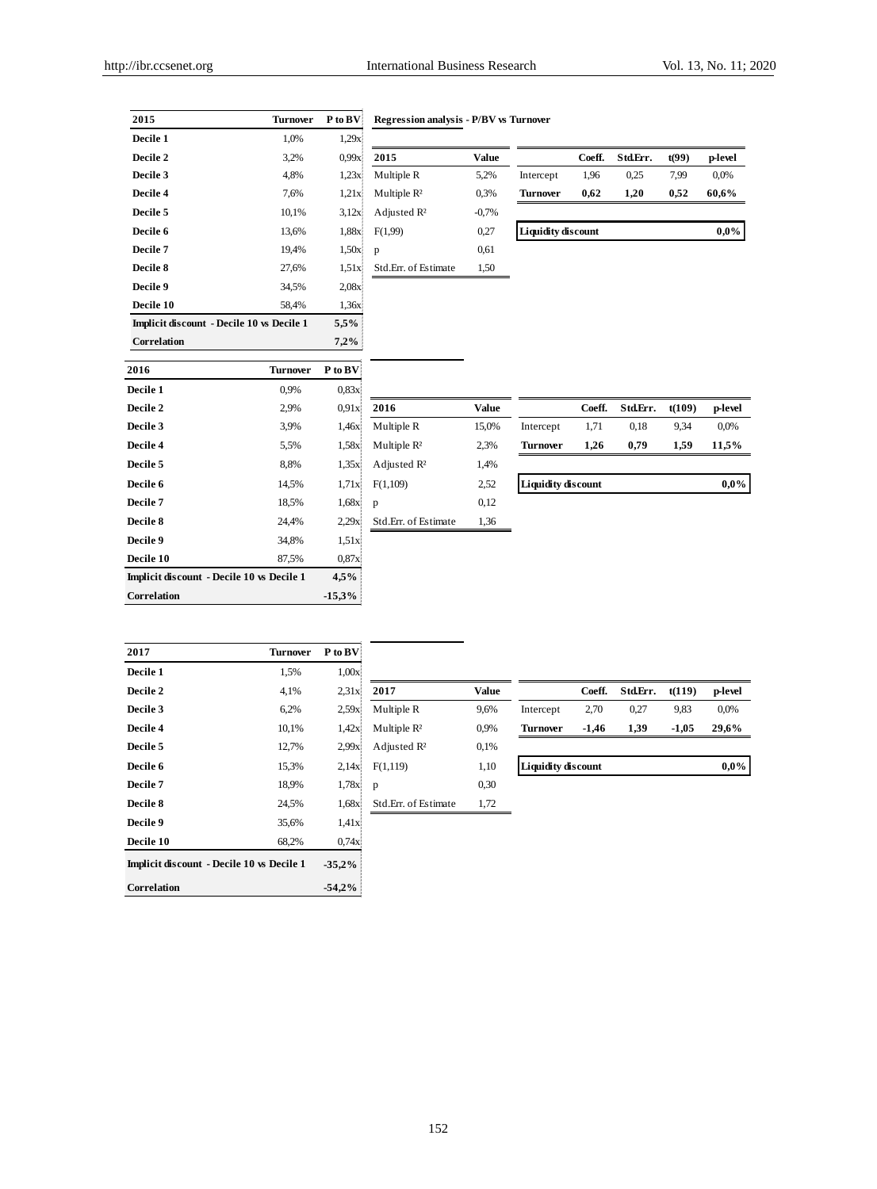| 2015 | Turnover | P to BV |
|---|---|---|
| Decile 1 | 1,0% | 1,29x |
| Decile 2 | 3,2% | 0,99x |
| Decile 3 | 4,8% | 1,23x |
| Decile 4 | 7,6% | 1,21x |
| Decile 5 | 10,1% | 3,12x |
| Decile 6 | 13,6% | 1,88x |
| Decile 7 | 19,4% | 1,50x |
| Decile 8 | 27,6% | 1,51x |
| Decile 9 | 34,5% | 2,08x |
| Decile 10 | 58,4% | 1,36x |
| **Implicit discount - Decile 10 vs Decile 1** | | **5,5%** |
| **Correlation** | | **7,2%** |

**Regression analysis - P/BV vs Turnover**

| 2015 | Value |
|---|---|
| Multiple R | 5,2% |
| Multiple R² | 0,3% |
| Adjusted R² | -0,7% |
| F(1,99) | 0,27 |
| p | 0,61 |
| Std.Err. of Estimate | 1,50 |

| | Coeff. | Std.Err. | t(99) | p-level |
|---|---|---|---|---|
| Intercept | 1,96 | 0,25 | 7,99 | 0,0% |
| **Turnover** | **0,62** | **1,20** | **0,52** | **60,6%** |
| **Liquidity discount** | | | | **0,0%** |

| 2016 | Turnover | P to BV |
|---|---|---|
| Decile 1 | 0,9% | 0,83x |
| Decile 2 | 2,9% | 0,91x |
| Decile 3 | 3,9% | 1,46x |
| Decile 4 | 5,5% | 1,58x |
| Decile 5 | 8,8% | 1,35x |
| Decile 6 | 14,5% | 1,71x |
| Decile 7 | 18,5% | 1,68x |
| Decile 8 | 24,4% | 2,29x |
| Decile 9 | 34,8% | 1,51x |
| Decile 10 | 87,5% | 0,87x |
| **Implicit discount - Decile 10 vs Decile 1** | | **4,5%** |
| **Correlation** | | **-15,3%** |

| 2016 | Value |
|---|---|
| Multiple R | 15,0% |
| Multiple R² | 2,3% |
| Adjusted R² | 1,4% |
| F(1,109) | 2,52 |
| p | 0,12 |
| Std.Err. of Estimate | 1,36 |

| | Coeff. | Std.Err. | t(109) | p-level |
|---|---|---|---|---|
| Intercept | 1,71 | 0,18 | 9,34 | 0,0% |
| **Turnover** | **1,26** | **0,79** | **1,59** | **11,5%** |
| **Liquidity discount** | | | | **0,0%** |

| 2017 | Turnover | P to BV |
|---|---|---|
| Decile 1 | 1,5% | 1,00x |
| Decile 2 | 4,1% | 2,31x |
| Decile 3 | 6,2% | 2,59x |
| Decile 4 | 10,1% | 1,42x |
| Decile 5 | 12,7% | 2,99x |
| Decile 6 | 15,3% | 2,14x |
| Decile 7 | 18,9% | 1,78x |
| Decile 8 | 24,5% | 1,68x |
| Decile 9 | 35,6% | 1,41x |
| Decile 10 | 68,2% | 0,74x |
| **Implicit discount - Decile 10 vs Decile 1** | | **-35,2%** |
| **Correlation** | | **-54,2%** |

| 2017 | Value |
|---|---|
| Multiple R | 9,6% |
| Multiple R² | 0,9% |
| Adjusted R² | 0,1% |
| F(1,119) | 1,10 |
| p | 0,30 |
| Std.Err. of Estimate | 1,72 |

| | Coeff. | Std.Err. | t(119) | p-level |
|---|---|---|---|---|
| Intercept | 2,70 | 0,27 | 9,83 | 0,0% |
| **Turnover** | **-1,46** | **1,39** | **-1,05** | **29,6%** |
| **Liquidity discount** | | | | **0,0%** |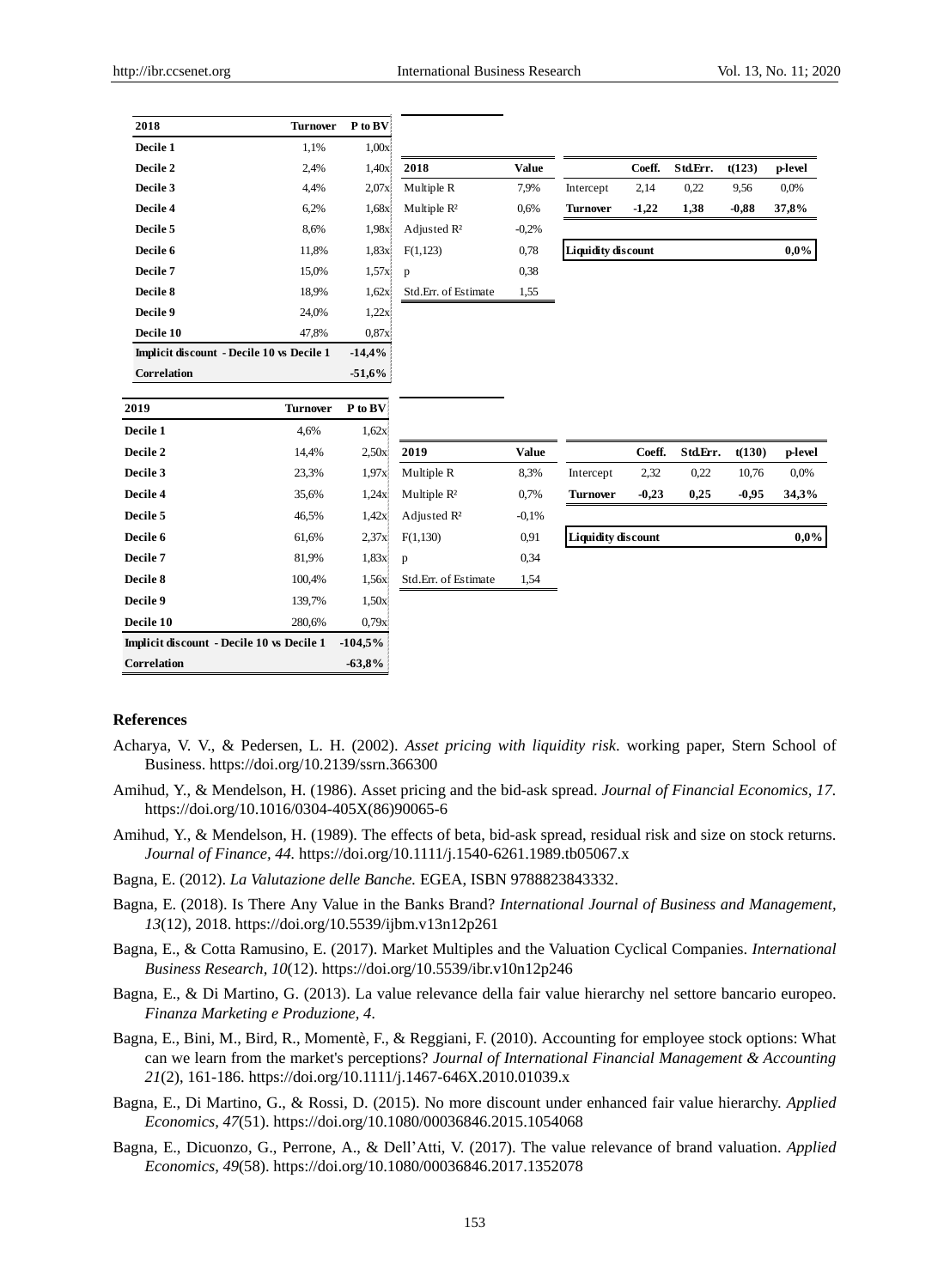| 2018 | Turnover | P to BV |
|---|---|---|
| Decile 1 | 1,1% | 1,00x |
| Decile 2 | 2,4% | 1,40x |
| Decile 3 | 4,4% | 2,07x |
| Decile 4 | 6,2% | 1,68x |
| Decile 5 | 8,6% | 1,98x |
| Decile 6 | 11,8% | 1,83x |
| Decile 7 | 15,0% | 1,57x |
| Decile 8 | 18,9% | 1,62x |
| Decile 9 | 24,0% | 1,22x |
| Decile 10 | 47,8% | 0,87x |
| **Implicit discount - Decile 10 vs Decile 1** | | **-14,4%** |
| **Correlation** | | **-51,6%** |

| 2018 | Value |
|---|---|
| Multiple R | 7,9% |
| Multiple R² | 0,6% |
| Adjusted R² | -0,2% |
| F(1,123) | 0,78 |
| p | 0,38 |
| Std.Err. of Estimate | 1,55 |

| | Coeff. | Std.Err. | t(123) | p-level |
|---|---|---|---|---|
| Intercept | 2,14 | 0,22 | 9,56 | 0,0% |
| **Turnover** | **-1,22** | **1,38** | **-0,88** | **37,8%** |
| **Liquidity discount** | | | | **0,0%** |

| 2019 | Turnover | P to BV |
|---|---|---|
| Decile 1 | 4,6% | 1,62x |
| Decile 2 | 14,4% | 2,50x |
| Decile 3 | 23,3% | 1,97x |
| Decile 4 | 35,6% | 1,24x |
| Decile 5 | 46,5% | 1,42x |
| Decile 6 | 61,6% | 2,37x |
| Decile 7 | 81,9% | 1,83x |
| Decile 8 | 100,4% | 1,56x |
| Decile 9 | 139,7% | 1,50x |
| Decile 10 | 280,6% | 0,79x |
| **Implicit discount - Decile 10 vs Decile 1** | | **-104,5%** |
| **Correlation** | | **-63,8%** |

| 2019 | Value |
|---|---|
| Multiple R | 8,3% |
| Multiple R² | 0,7% |
| Adjusted R² | -0,1% |
| F(1,130) | 0,91 |
| p | 0,34 |
| Std.Err. of Estimate | 1,54 |

| | Coeff. | Std.Err. | t(130) | p-level |
|---|---|---|---|---|
| Intercept | 2,32 | 0,22 | 10,76 | 0,0% |
| **Turnover** | **-0,23** | **0,25** | **-0,95** | **34,3%** |
| **Liquidity discount** | | | | **0,0%** |

## References

Acharya, V. V., & Pedersen, L. H. (2002). *Asset pricing with liquidity risk*. working paper, Stern School of Business. https://doi.org/10.2139/ssrn.366300

Amihud, Y., & Mendelson, H. (1986). Asset pricing and the bid-ask spread. *Journal of Financial Economics, 17*. https://doi.org/10.1016/0304-405X(86)90065-6

Amihud, Y., & Mendelson, H. (1989). The effects of beta, bid-ask spread, residual risk and size on stock returns. *Journal of Finance, 44.* https://doi.org/10.1111/j.1540-6261.1989.tb05067.x

Bagna, E. (2012). *La Valutazione delle Banche.* EGEA, ISBN 9788823843332.

Bagna, E. (2018). Is There Any Value in the Banks Brand? *International Journal of Business and Management, 13*(12), 2018. https://doi.org/10.5539/ijbm.v13n12p261

Bagna, E., & Cotta Ramusino, E. (2017). Market Multiples and the Valuation Cyclical Companies. *International Business Research, 10*(12). https://doi.org/10.5539/ibr.v10n12p246

Bagna, E., & Di Martino, G. (2013). La value relevance della fair value hierarchy nel settore bancario europeo. *Finanza Marketing e Produzione, 4*.

Bagna, E., Bini, M., Bird, R., Momentè, F., & Reggiani, F. (2010). Accounting for employee stock options: What can we learn from the market's perceptions? *Journal of International Financial Management & Accounting 21*(2), 161-186. https://doi.org/10.1111/j.1467-646X.2010.01039.x

Bagna, E., Di Martino, G., & Rossi, D. (2015). No more discount under enhanced fair value hierarchy. *Applied Economics, 47*(51). https://doi.org/10.1080/00036846.2015.1054068

Bagna, E., Dicuonzo, G., Perrone, A., & Dell'Atti, V. (2017). The value relevance of brand valuation. *Applied Economics, 49*(58). https://doi.org/10.1080/00036846.2017.1352078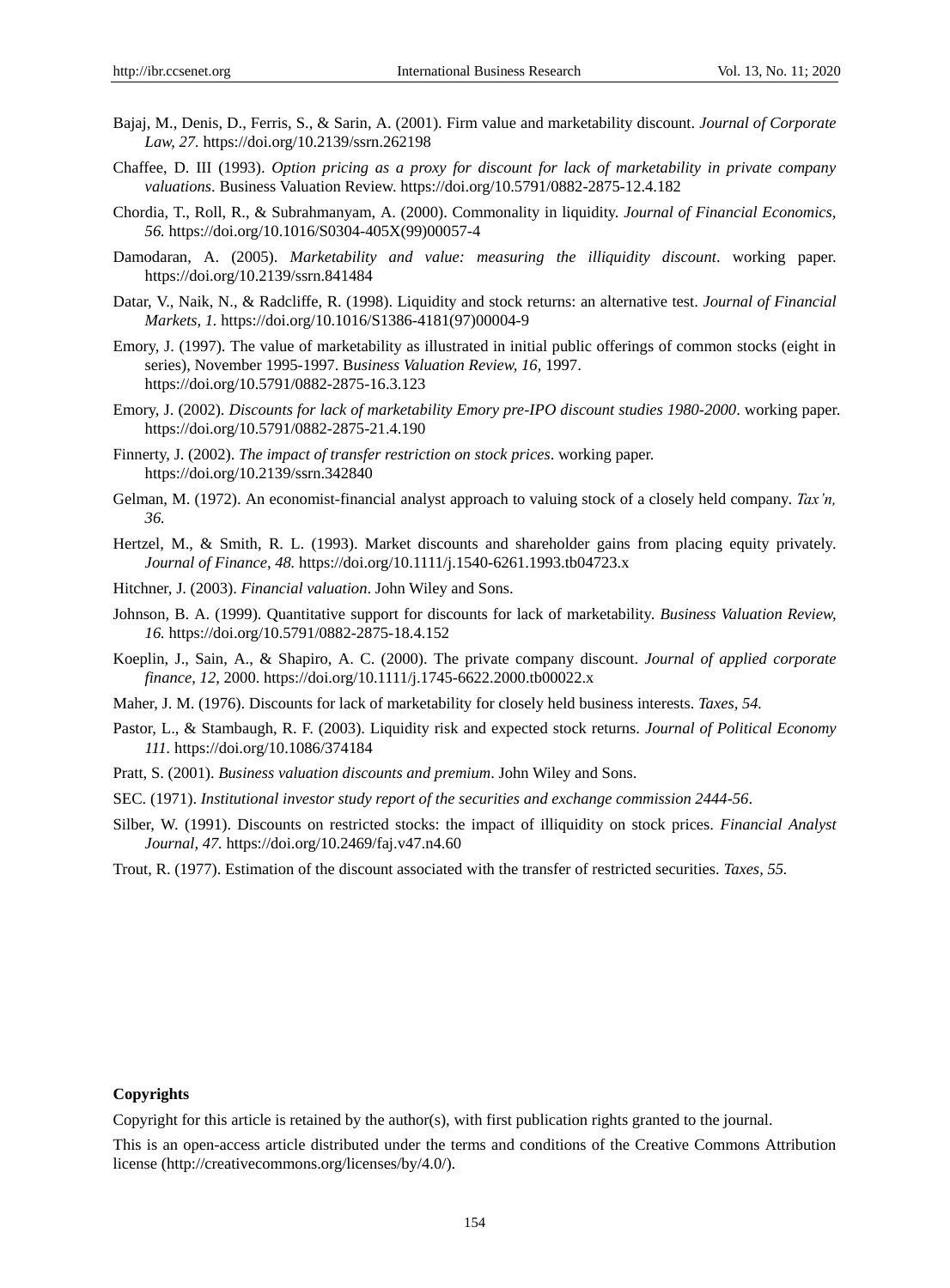Bajaj, M., Denis, D., Ferris, S., & Sarin, A. (2001). Firm value and marketability discount. *Journal of Corporate Law, 27.* https://doi.org/10.2139/ssrn.262198

Chaffee, D. III (1993). *Option pricing as a proxy for discount for lack of marketability in private company valuations*. Business Valuation Review. https://doi.org/10.5791/0882-2875-12.4.182

Chordia, T., Roll, R., & Subrahmanyam, A. (2000). Commonality in liquidity. *Journal of Financial Economics, 56.* https://doi.org/10.1016/S0304-405X(99)00057-4

Damodaran, A. (2005). *Marketability and value: measuring the illiquidity discount*. working paper. https://doi.org/10.2139/ssrn.841484

Datar, V., Naik, N., & Radcliffe, R. (1998). Liquidity and stock returns: an alternative test. *Journal of Financial Markets, 1.* https://doi.org/10.1016/S1386-4181(97)00004-9

Emory, J. (1997). The value of marketability as illustrated in initial public offerings of common stocks (eight in series), November 1995-1997. B*usiness Valuation Review, 16*, 1997. https://doi.org/10.5791/0882-2875-16.3.123

Emory, J. (2002). *Discounts for lack of marketability Emory pre-IPO discount studies 1980-2000*. working paper. https://doi.org/10.5791/0882-2875-21.4.190

Finnerty, J. (2002). *The impact of transfer restriction on stock prices*. working paper. https://doi.org/10.2139/ssrn.342840

Gelman, M. (1972). An economist-financial analyst approach to valuing stock of a closely held company. *Tax'n, 36.*

Hertzel, M., & Smith, R. L. (1993). Market discounts and shareholder gains from placing equity privately. *Journal of Finance, 48.* https://doi.org/10.1111/j.1540-6261.1993.tb04723.x

Hitchner, J. (2003). *Financial valuation*. John Wiley and Sons.

Johnson, B. A. (1999). Quantitative support for discounts for lack of marketability. *Business Valuation Review, 16.* https://doi.org/10.5791/0882-2875-18.4.152

Koeplin, J., Sain, A., & Shapiro, A. C. (2000). The private company discount. *Journal of applied corporate finance, 12*, 2000. https://doi.org/10.1111/j.1745-6622.2000.tb00022.x

Maher, J. M. (1976). Discounts for lack of marketability for closely held business interests. *Taxes, 54.*

Pastor, L., & Stambaugh, R. F. (2003). Liquidity risk and expected stock returns. *Journal of Political Economy 111.* https://doi.org/10.1086/374184

Pratt, S. (2001). *Business valuation discounts and premium*. John Wiley and Sons.

SEC. (1971). *Institutional investor study report of the securities and exchange commission 2444-56*.

Silber, W. (1991). Discounts on restricted stocks: the impact of illiquidity on stock prices. *Financial Analyst Journal, 47.* https://doi.org/10.2469/faj.v47.n4.60

Trout, R. (1977). Estimation of the discount associated with the transfer of restricted securities. *Taxes, 55.*

**Copyrights**

Copyright for this article is retained by the author(s), with first publication rights granted to the journal.

This is an open-access article distributed under the terms and conditions of the Creative Commons Attribution license (http://creativecommons.org/licenses/by/4.0/).